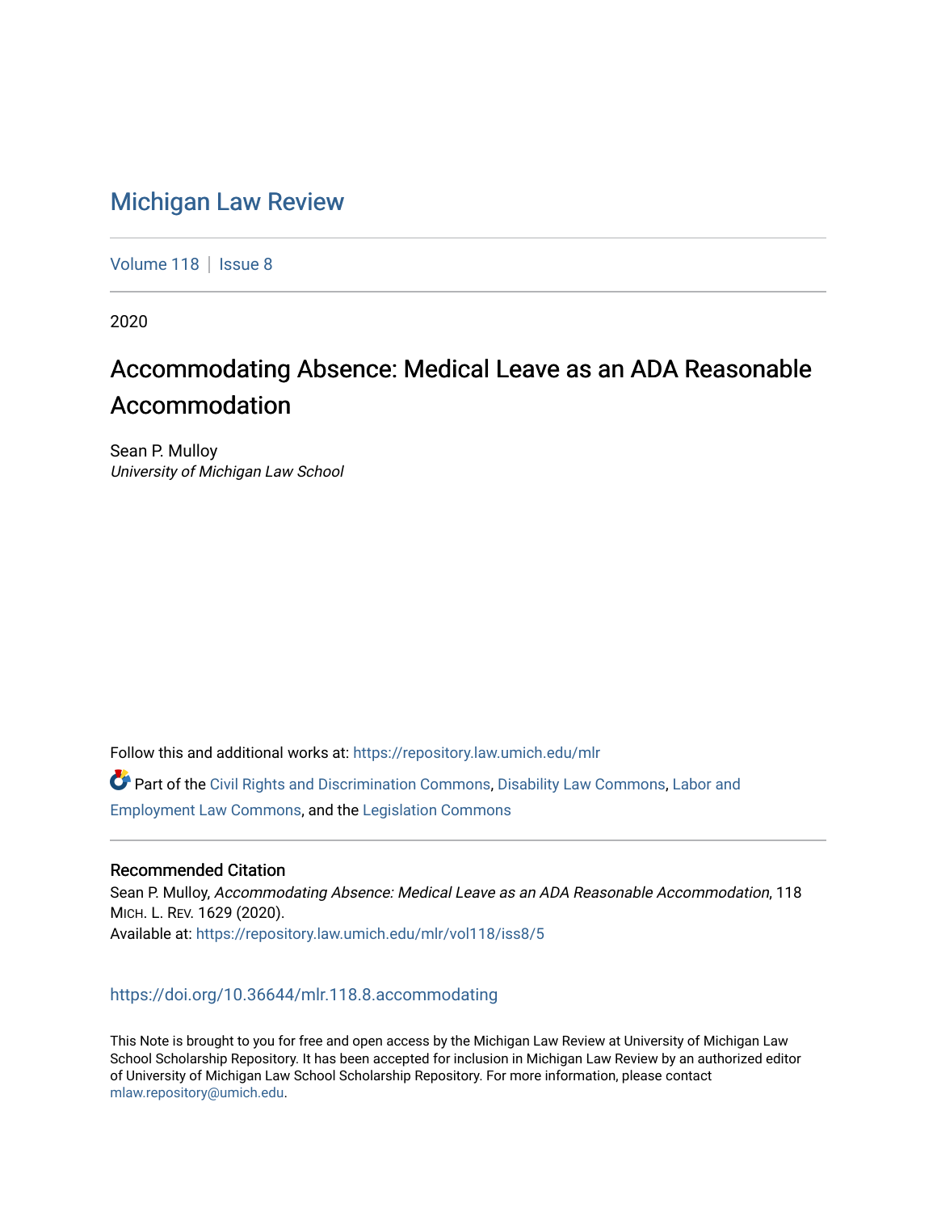# Michigan Law Review

Volume 118 | Issue 8

2020

## Accommodating Absence: Medical Leave as an ADA Reasonable Accommodation

Sean P. Mulloy
*University of Michigan Law School*

Follow this and additional works at: https://repository.law.umich.edu/mlr

Part of the Civil Rights and Discrimination Commons, Disability Law Commons, Labor and Employment Law Commons, and the Legislation Commons

### Recommended Citation

Sean P. Mulloy, *Accommodating Absence: Medical Leave as an ADA Reasonable Accommodation*, 118 MICH. L. REV. 1629 (2020).
Available at: https://repository.law.umich.edu/mlr/vol118/iss8/5

https://doi.org/10.36644/mlr.118.8.accommodating

This Note is brought to you for free and open access by the Michigan Law Review at University of Michigan Law School Scholarship Repository. It has been accepted for inclusion in Michigan Law Review by an authorized editor of University of Michigan Law School Scholarship Repository. For more information, please contact mlaw.repository@umich.edu.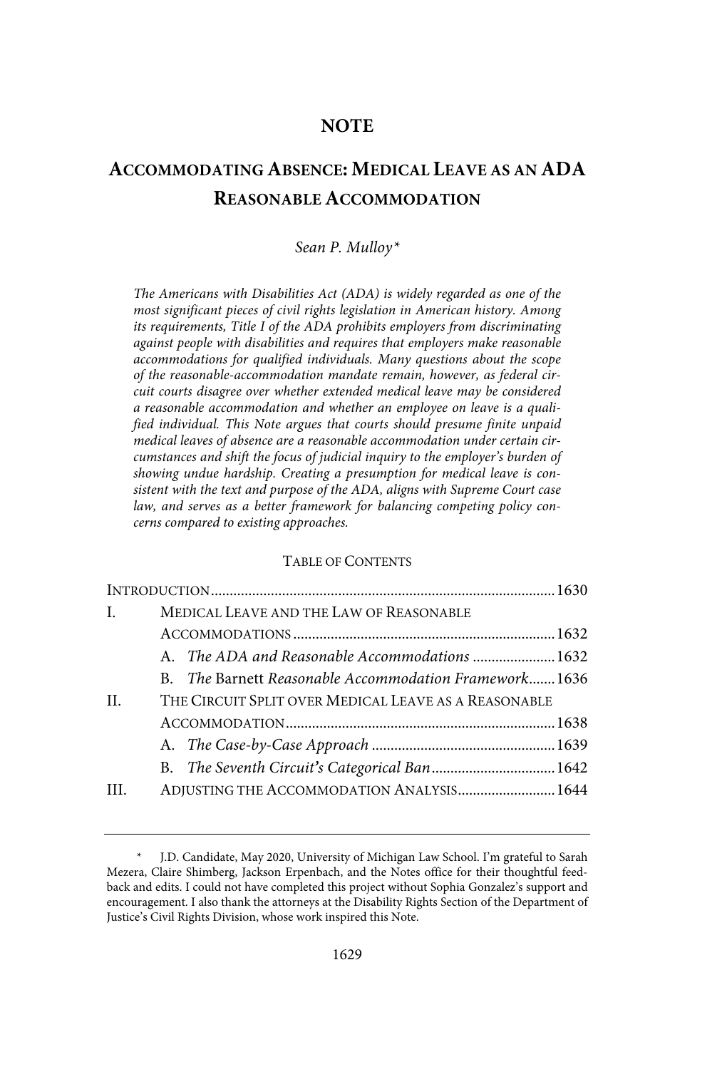# NOTE

## ACCOMMODATING ABSENCE: MEDICAL LEAVE AS AN ADA REASONABLE ACCOMMODATION

*Sean P. Mulloy\**

*The Americans with Disabilities Act (ADA) is widely regarded as one of the most significant pieces of civil rights legislation in American history. Among its requirements, Title I of the ADA prohibits employers from discriminating against people with disabilities and requires that employers make reasonable accommodations for qualified individuals. Many questions about the scope of the reasonable-accommodation mandate remain, however, as federal circuit courts disagree over whether extended medical leave may be considered a reasonable accommodation and whether an employee on leave is a qualified individual. This Note argues that courts should presume finite unpaid medical leaves of absence are a reasonable accommodation under certain circumstances and shift the focus of judicial inquiry to the employer's burden of showing undue hardship. Creating a presumption for medical leave is consistent with the text and purpose of the ADA, aligns with Supreme Court case law, and serves as a better framework for balancing competing policy concerns compared to existing approaches.*

TABLE OF CONTENTS

| | | |
|---|---|---|
| INTRODUCTION | | 1630 |
| I. | MEDICAL LEAVE AND THE LAW OF REASONABLE ACCOMMODATIONS | 1632 |
| | A. *The ADA and Reasonable Accommodations* | 1632 |
| | B. *The* Barnett *Reasonable Accommodation Framework* | 1636 |
| II. | THE CIRCUIT SPLIT OVER MEDICAL LEAVE AS A REASONABLE ACCOMMODATION | 1638 |
| | A. *The Case-by-Case Approach* | 1639 |
| | B. *The Seventh Circuit's Categorical Ban* | 1642 |
| III. | ADJUSTING THE ACCOMMODATION ANALYSIS | 1644 |

\* J.D. Candidate, May 2020, University of Michigan Law School. I'm grateful to Sarah Mezera, Claire Shimberg, Jackson Erpenbach, and the Notes office for their thoughtful feedback and edits. I could not have completed this project without Sophia Gonzalez's support and encouragement. I also thank the attorneys at the Disability Rights Section of the Department of Justice's Civil Rights Division, whose work inspired this Note.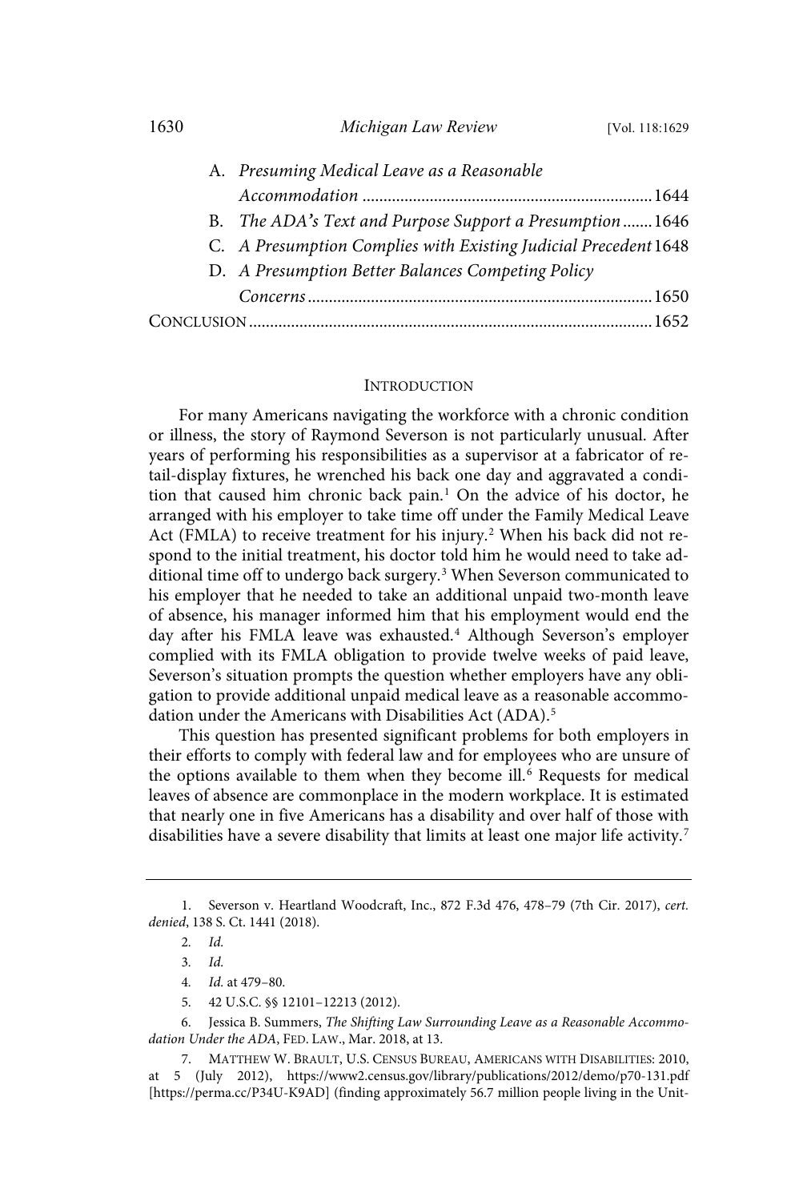A. *Presuming Medical Leave as a Reasonable Accommodation* .................................................................... 1644

B. *The ADA's Text and Purpose Support a Presumption* ....... 1646

C. *A Presumption Complies with Existing Judicial Precedent* 1648

D. *A Presumption Better Balances Competing Policy Concerns* .................................................................... 1650

CONCLUSION .................................................................................. 1652

## INTRODUCTION

For many Americans navigating the workforce with a chronic condition or illness, the story of Raymond Severson is not particularly unusual. After years of performing his responsibilities as a supervisor at a fabricator of retail-display fixtures, he wrenched his back one day and aggravated a condition that caused him chronic back pain.[1] On the advice of his doctor, he arranged with his employer to take time off under the Family Medical Leave Act (FMLA) to receive treatment for his injury.[2] When his back did not respond to the initial treatment, his doctor told him he would need to take additional time off to undergo back surgery.[3] When Severson communicated to his employer that he needed to take an additional unpaid two-month leave of absence, his manager informed him that his employment would end the day after his FMLA leave was exhausted.[4] Although Severson's employer complied with its FMLA obligation to provide twelve weeks of paid leave, Severson's situation prompts the question whether employers have any obligation to provide additional unpaid medical leave as a reasonable accommodation under the Americans with Disabilities Act (ADA).[5]

This question has presented significant problems for both employers in their efforts to comply with federal law and for employees who are unsure of the options available to them when they become ill.[6] Requests for medical leaves of absence are commonplace in the modern workplace. It is estimated that nearly one in five Americans has a disability and over half of those with disabilities have a severe disability that limits at least one major life activity.[7]

---

1. Severson v. Heartland Woodcraft, Inc., 872 F.3d 476, 478–79 (7th Cir. 2017), *cert. denied*, 138 S. Ct. 1441 (2018).

2. *Id.*

3. *Id.*

4. *Id.* at 479–80.

5. 42 U.S.C. §§ 12101–12213 (2012).

6. Jessica B. Summers, *The Shifting Law Surrounding Leave as a Reasonable Accommodation Under the ADA*, FED. LAW., Mar. 2018, at 13.

7. MATTHEW W. BRAULT, U.S. CENSUS BUREAU, AMERICANS WITH DISABILITIES: 2010, at 5 (July 2012), https://www2.census.gov/library/publications/2012/demo/p70-131.pdf [https://perma.cc/P34U-K9AD] (finding approximately 56.7 million people living in the Unit-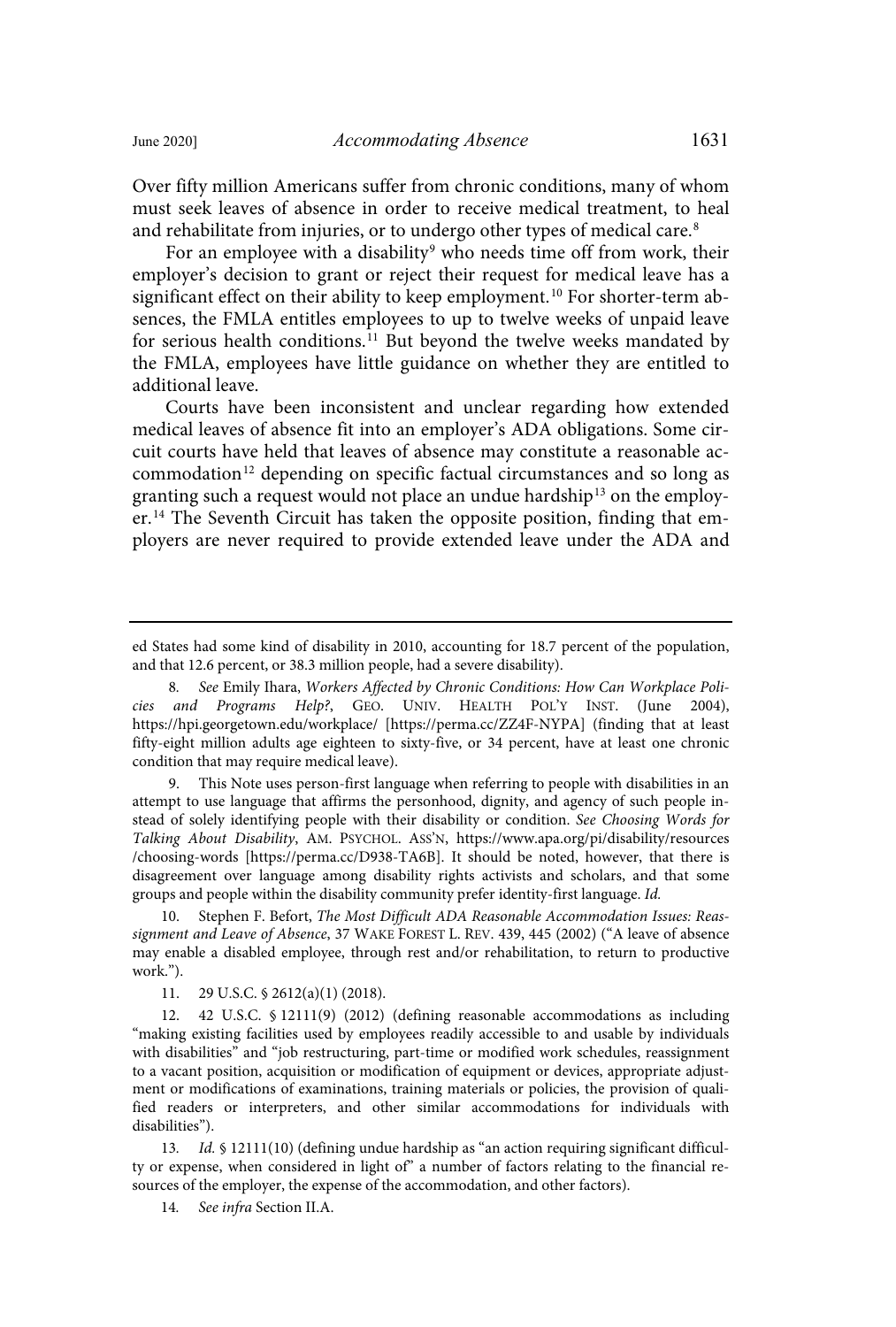Over fifty million Americans suffer from chronic conditions, many of whom must seek leaves of absence in order to receive medical treatment, to heal and rehabilitate from injuries, or to undergo other types of medical care.[8]

For an employee with a disability[9] who needs time off from work, their employer's decision to grant or reject their request for medical leave has a significant effect on their ability to keep employment.[10] For shorter-term absences, the FMLA entitles employees to up to twelve weeks of unpaid leave for serious health conditions.[11] But beyond the twelve weeks mandated by the FMLA, employees have little guidance on whether they are entitled to additional leave.

Courts have been inconsistent and unclear regarding how extended medical leaves of absence fit into an employer's ADA obligations. Some circuit courts have held that leaves of absence may constitute a reasonable accommodation[12] depending on specific factual circumstances and so long as granting such a request would not place an undue hardship[13] on the employer.[14] The Seventh Circuit has taken the opposite position, finding that employers are never required to provide extended leave under the ADA and

---

ed States had some kind of disability in 2010, accounting for 18.7 percent of the population, and that 12.6 percent, or 38.3 million people, had a severe disability).

8. *See* Emily Ihara, *Workers Affected by Chronic Conditions: How Can Workplace Policies and Programs Help?*, GEO. UNIV. HEALTH POL'Y INST. (June 2004), https://hpi.georgetown.edu/workplace/ [https://perma.cc/ZZ4F-NYPA] (finding that at least fifty-eight million adults age eighteen to sixty-five, or 34 percent, have at least one chronic condition that may require medical leave).

9. This Note uses person-first language when referring to people with disabilities in an attempt to use language that affirms the personhood, dignity, and agency of such people instead of solely identifying people with their disability or condition. *See Choosing Words for Talking About Disability*, AM. PSYCHOL. ASS'N, https://www.apa.org/pi/disability/resources/choosing-words [https://perma.cc/D938-TA6B]. It should be noted, however, that there is disagreement over language among disability rights activists and scholars, and that some groups and people within the disability community prefer identity-first language. *Id.*

10. Stephen F. Befort, *The Most Difficult ADA Reasonable Accommodation Issues: Reassignment and Leave of Absence*, 37 WAKE FOREST L. REV. 439, 445 (2002) ("A leave of absence may enable a disabled employee, through rest and/or rehabilitation, to return to productive work.").

11. 29 U.S.C. § 2612(a)(1) (2018).

12. 42 U.S.C. § 12111(9) (2012) (defining reasonable accommodations as including "making existing facilities used by employees readily accessible to and usable by individuals with disabilities" and "job restructuring, part-time or modified work schedules, reassignment to a vacant position, acquisition or modification of equipment or devices, appropriate adjustment or modifications of examinations, training materials or policies, the provision of qualified readers or interpreters, and other similar accommodations for individuals with disabilities").

13. *Id.* § 12111(10) (defining undue hardship as "an action requiring significant difficulty or expense, when considered in light of" a number of factors relating to the financial resources of the employer, the expense of the accommodation, and other factors).

14. *See infra* Section II.A.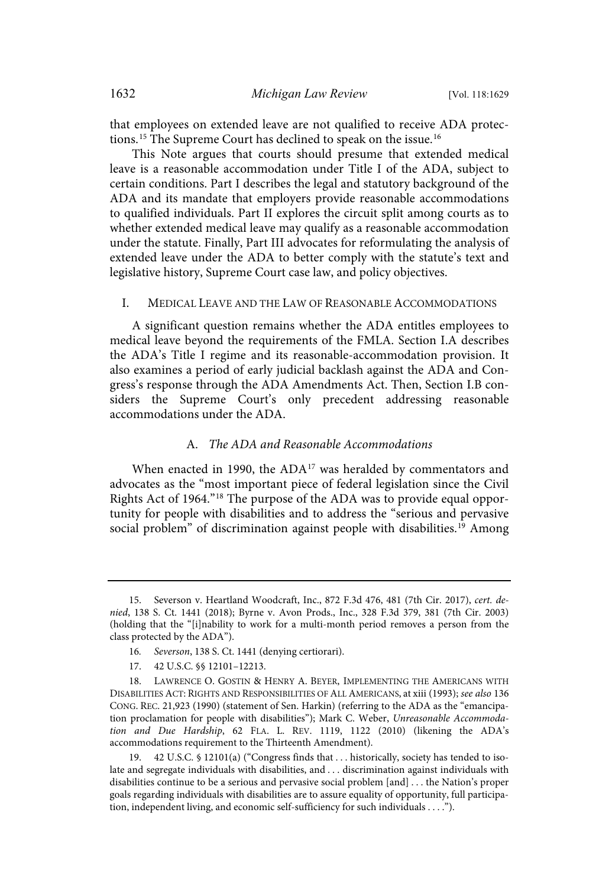that employees on extended leave are not qualified to receive ADA protections.[15] The Supreme Court has declined to speak on the issue.[16]

This Note argues that courts should presume that extended medical leave is a reasonable accommodation under Title I of the ADA, subject to certain conditions. Part I describes the legal and statutory background of the ADA and its mandate that employers provide reasonable accommodations to qualified individuals. Part II explores the circuit split among courts as to whether extended medical leave may qualify as a reasonable accommodation under the statute. Finally, Part III advocates for reformulating the analysis of extended leave under the ADA to better comply with the statute's text and legislative history, Supreme Court case law, and policy objectives.

## I. MEDICAL LEAVE AND THE LAW OF REASONABLE ACCOMMODATIONS

A significant question remains whether the ADA entitles employees to medical leave beyond the requirements of the FMLA. Section I.A describes the ADA's Title I regime and its reasonable-accommodation provision. It also examines a period of early judicial backlash against the ADA and Congress's response through the ADA Amendments Act. Then, Section I.B considers the Supreme Court's only precedent addressing reasonable accommodations under the ADA.

### A. *The ADA and Reasonable Accommodations*

When enacted in 1990, the ADA[17] was heralded by commentators and advocates as the "most important piece of federal legislation since the Civil Rights Act of 1964."[18] The purpose of the ADA was to provide equal opportunity for people with disabilities and to address the "serious and pervasive social problem" of discrimination against people with disabilities.[19] Among

---

15. Severson v. Heartland Woodcraft, Inc., 872 F.3d 476, 481 (7th Cir. 2017), *cert. denied*, 138 S. Ct. 1441 (2018); Byrne v. Avon Prods., Inc., 328 F.3d 379, 381 (7th Cir. 2003) (holding that the "[i]nability to work for a multi-month period removes a person from the class protected by the ADA").

16. *Severson*, 138 S. Ct. 1441 (denying certiorari).

17. 42 U.S.C. §§ 12101–12213.

18. LAWRENCE O. GOSTIN & HENRY A. BEYER, IMPLEMENTING THE AMERICANS WITH DISABILITIES ACT: RIGHTS AND RESPONSIBILITIES OF ALL AMERICANS, at xiii (1993); *see also* 136 CONG. REC. 21,923 (1990) (statement of Sen. Harkin) (referring to the ADA as the "emancipation proclamation for people with disabilities"); Mark C. Weber, *Unreasonable Accommodation and Due Hardship*, 62 FLA. L. REV. 1119, 1122 (2010) (likening the ADA's accommodations requirement to the Thirteenth Amendment).

19. 42 U.S.C. § 12101(a) ("Congress finds that . . . historically, society has tended to isolate and segregate individuals with disabilities, and . . . discrimination against individuals with disabilities continue to be a serious and pervasive social problem [and] . . . the Nation's proper goals regarding individuals with disabilities are to assure equality of opportunity, full participation, independent living, and economic self-sufficiency for such individuals . . . .").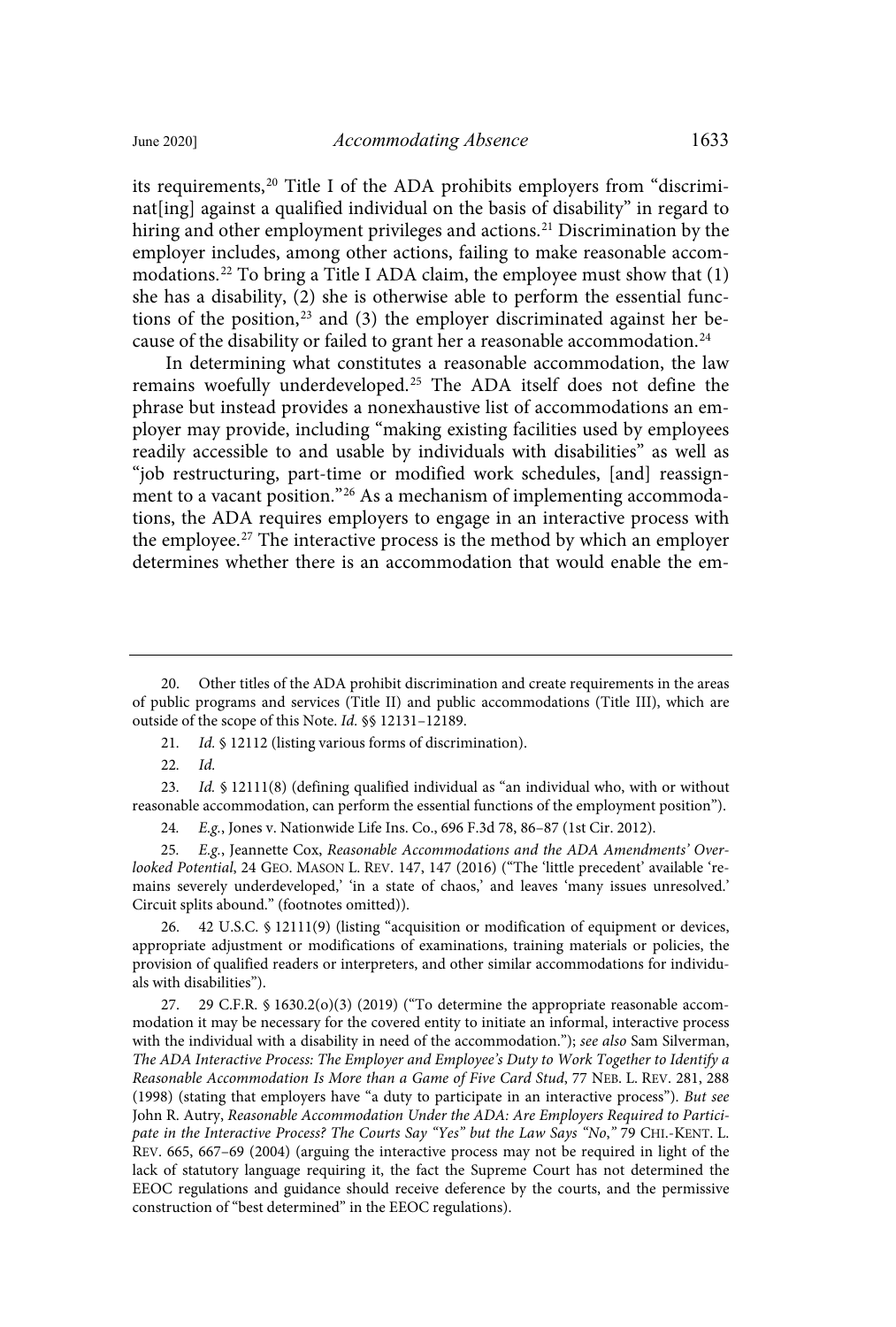its requirements,[20] Title I of the ADA prohibits employers from "discriminat[ing] against a qualified individual on the basis of disability" in regard to hiring and other employment privileges and actions.[21] Discrimination by the employer includes, among other actions, failing to make reasonable accommodations.[22] To bring a Title I ADA claim, the employee must show that (1) she has a disability, (2) she is otherwise able to perform the essential functions of the position,[23] and (3) the employer discriminated against her because of the disability or failed to grant her a reasonable accommodation.[24]

In determining what constitutes a reasonable accommodation, the law remains woefully underdeveloped.[25] The ADA itself does not define the phrase but instead provides a nonexhaustive list of accommodations an employer may provide, including "making existing facilities used by employees readily accessible to and usable by individuals with disabilities" as well as "job restructuring, part-time or modified work schedules, [and] reassignment to a vacant position."[26] As a mechanism of implementing accommodations, the ADA requires employers to engage in an interactive process with the employee.[27] The interactive process is the method by which an employer determines whether there is an accommodation that would enable the em-

---

20. Other titles of the ADA prohibit discrimination and create requirements in the areas of public programs and services (Title II) and public accommodations (Title III), which are outside of the scope of this Note. *Id.* §§ 12131–12189.

21. *Id.* § 12112 (listing various forms of discrimination).

22. *Id.*

23. *Id.* § 12111(8) (defining qualified individual as "an individual who, with or without reasonable accommodation, can perform the essential functions of the employment position").

24. *E.g.*, Jones v. Nationwide Life Ins. Co., 696 F.3d 78, 86–87 (1st Cir. 2012).

25. *E.g.*, Jeannette Cox, *Reasonable Accommodations and the ADA Amendments' Overlooked Potential*, 24 GEO. MASON L. REV. 147, 147 (2016) ("The 'little precedent' available 'remains severely underdeveloped,' 'in a state of chaos,' and leaves 'many issues unresolved.' Circuit splits abound." (footnotes omitted)).

26. 42 U.S.C. § 12111(9) (listing "acquisition or modification of equipment or devices, appropriate adjustment or modifications of examinations, training materials or policies, the provision of qualified readers or interpreters, and other similar accommodations for individuals with disabilities").

27. 29 C.F.R. § 1630.2(o)(3) (2019) ("To determine the appropriate reasonable accommodation it may be necessary for the covered entity to initiate an informal, interactive process with the individual with a disability in need of the accommodation."); *see also* Sam Silverman, *The ADA Interactive Process: The Employer and Employee's Duty to Work Together to Identify a Reasonable Accommodation Is More than a Game of Five Card Stud*, 77 NEB. L. REV. 281, 288 (1998) (stating that employers have "a duty to participate in an interactive process"). *But see* John R. Autry, *Reasonable Accommodation Under the ADA: Are Employers Required to Participate in the Interactive Process? The Courts Say "Yes" but the Law Says "No*,*"* 79 CHI.-KENT. L. REV. 665, 667–69 (2004) (arguing the interactive process may not be required in light of the lack of statutory language requiring it, the fact the Supreme Court has not determined the EEOC regulations and guidance should receive deference by the courts, and the permissive construction of "best determined" in the EEOC regulations).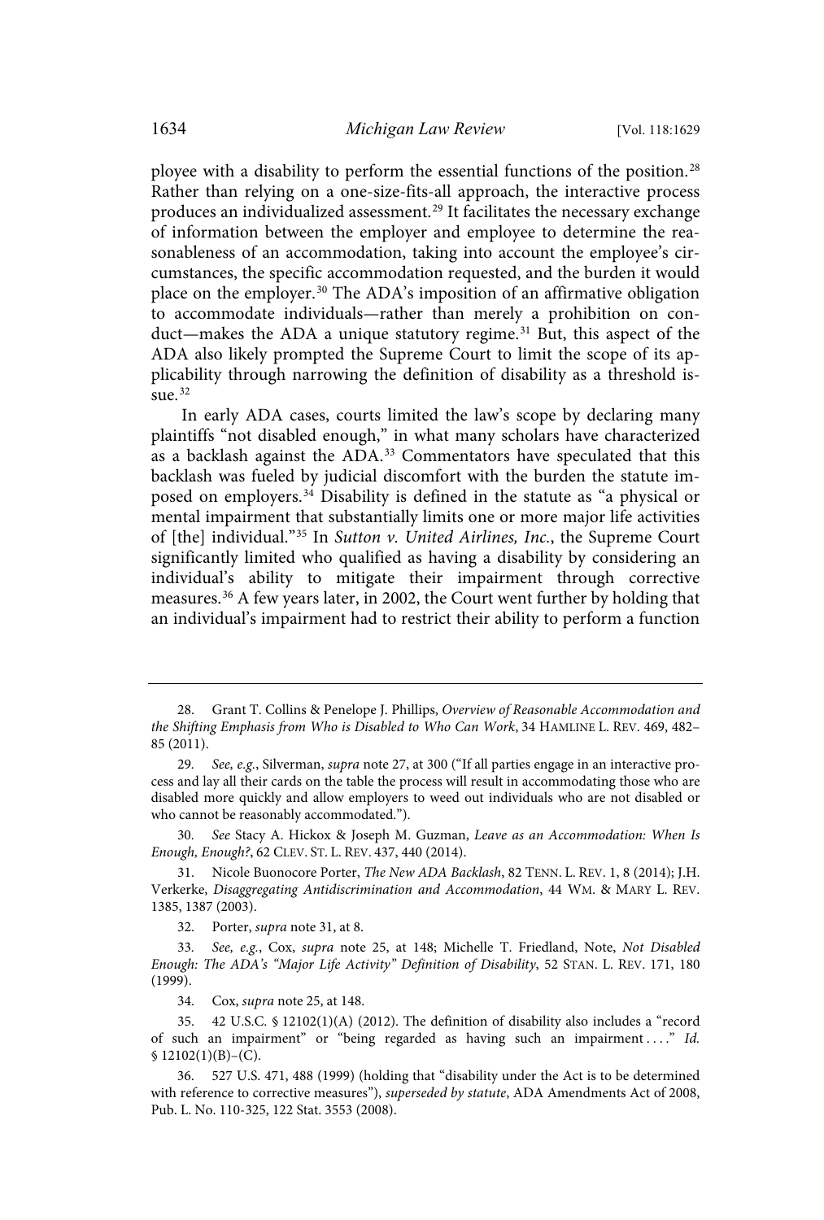ployee with a disability to perform the essential functions of the position.[28] Rather than relying on a one-size-fits-all approach, the interactive process produces an individualized assessment.[29] It facilitates the necessary exchange of information between the employer and employee to determine the reasonableness of an accommodation, taking into account the employee's circumstances, the specific accommodation requested, and the burden it would place on the employer.[30] The ADA's imposition of an affirmative obligation to accommodate individuals—rather than merely a prohibition on conduct—makes the ADA a unique statutory regime.[31] But, this aspect of the ADA also likely prompted the Supreme Court to limit the scope of its applicability through narrowing the definition of disability as a threshold issue.[32]

In early ADA cases, courts limited the law's scope by declaring many plaintiffs "not disabled enough," in what many scholars have characterized as a backlash against the ADA.[33] Commentators have speculated that this backlash was fueled by judicial discomfort with the burden the statute imposed on employers.[34] Disability is defined in the statute as "a physical or mental impairment that substantially limits one or more major life activities of [the] individual."[35] In *Sutton v. United Airlines, Inc.*, the Supreme Court significantly limited who qualified as having a disability by considering an individual's ability to mitigate their impairment through corrective measures.[36] A few years later, in 2002, the Court went further by holding that an individual's impairment had to restrict their ability to perform a function

---

28. Grant T. Collins & Penelope J. Phillips, *Overview of Reasonable Accommodation and the Shifting Emphasis from Who is Disabled to Who Can Work*, 34 HAMLINE L. REV. 469, 482–85 (2011).

29. *See, e.g.*, Silverman, *supra* note 27, at 300 ("If all parties engage in an interactive process and lay all their cards on the table the process will result in accommodating those who are disabled more quickly and allow employers to weed out individuals who are not disabled or who cannot be reasonably accommodated.").

30. *See* Stacy A. Hickox & Joseph M. Guzman, *Leave as an Accommodation: When Is Enough, Enough?*, 62 CLEV. ST. L. REV. 437, 440 (2014).

31. Nicole Buonocore Porter, *The New ADA Backlash*, 82 TENN. L. REV. 1, 8 (2014); J.H. Verkerke, *Disaggregating Antidiscrimination and Accommodation*, 44 WM. & MARY L. REV. 1385, 1387 (2003).

32. Porter, *supra* note 31, at 8.

33. *See, e.g.*, Cox, *supra* note 25, at 148; Michelle T. Friedland, Note, *Not Disabled Enough: The ADA's "Major Life Activity" Definition of Disability*, 52 STAN. L. REV. 171, 180 (1999).

34. Cox, *supra* note 25, at 148.

35. 42 U.S.C. § 12102(1)(A) (2012). The definition of disability also includes a "record of such an impairment" or "being regarded as having such an impairment . . . ." *Id.* § 12102(1)(B)–(C).

36. 527 U.S. 471, 488 (1999) (holding that "disability under the Act is to be determined with reference to corrective measures"), *superseded by statute*, ADA Amendments Act of 2008, Pub. L. No. 110-325, 122 Stat. 3553 (2008).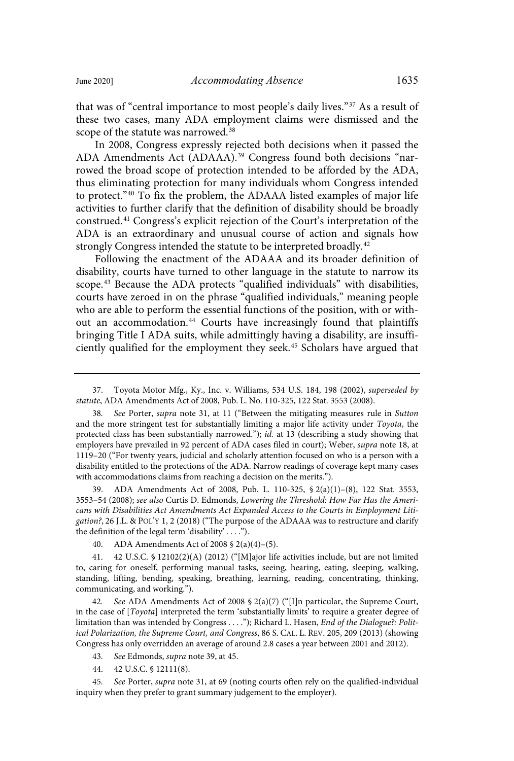that was of "central importance to most people's daily lives."[37] As a result of these two cases, many ADA employment claims were dismissed and the scope of the statute was narrowed.[38]

In 2008, Congress expressly rejected both decisions when it passed the ADA Amendments Act (ADAAA).[39] Congress found both decisions "narrowed the broad scope of protection intended to be afforded by the ADA, thus eliminating protection for many individuals whom Congress intended to protect."[40] To fix the problem, the ADAAA listed examples of major life activities to further clarify that the definition of disability should be broadly construed.[41] Congress's explicit rejection of the Court's interpretation of the ADA is an extraordinary and unusual course of action and signals how strongly Congress intended the statute to be interpreted broadly.[42]

Following the enactment of the ADAAA and its broader definition of disability, courts have turned to other language in the statute to narrow its scope.[43] Because the ADA protects "qualified individuals" with disabilities, courts have zeroed in on the phrase "qualified individuals," meaning people who are able to perform the essential functions of the position, with or without an accommodation.[44] Courts have increasingly found that plaintiffs bringing Title I ADA suits, while admittedly having a disability, are insufficiently qualified for the employment they seek.[45] Scholars have argued that

---

37. Toyota Motor Mfg., Ky., Inc. v. Williams, 534 U.S. 184, 198 (2002), *superseded by statute*, ADA Amendments Act of 2008, Pub. L. No. 110-325, 122 Stat. 3553 (2008).

38. *See* Porter, *supra* note 31, at 11 ("Between the mitigating measures rule in *Sutton* and the more stringent test for substantially limiting a major life activity under *Toyota*, the protected class has been substantially narrowed."); *id.* at 13 (describing a study showing that employers have prevailed in 92 percent of ADA cases filed in court); Weber, *supra* note 18, at 1119–20 ("For twenty years, judicial and scholarly attention focused on who is a person with a disability entitled to the protections of the ADA. Narrow readings of coverage kept many cases with accommodations claims from reaching a decision on the merits.").

39. ADA Amendments Act of 2008, Pub. L. 110-325, § 2(a)(1)–(8), 122 Stat. 3553, 3553–54 (2008); *see also* Curtis D. Edmonds, *Lowering the Threshold: How Far Has the Americans with Disabilities Act Amendments Act Expanded Access to the Courts in Employment Litigation?*, 26 J.L. & POL'Y 1, 2 (2018) ("The purpose of the ADAAA was to restructure and clarify the definition of the legal term 'disability' . . . .").

40. ADA Amendments Act of 2008 § 2(a)(4)–(5).

41. 42 U.S.C. § 12102(2)(A) (2012) ("[M]ajor life activities include, but are not limited to, caring for oneself, performing manual tasks, seeing, hearing, eating, sleeping, walking, standing, lifting, bending, speaking, breathing, learning, reading, concentrating, thinking, communicating, and working.").

42. *See* ADA Amendments Act of 2008 § 2(a)(7) ("[I]n particular, the Supreme Court, in the case of [*Toyota*] interpreted the term 'substantially limits' to require a greater degree of limitation than was intended by Congress . . . ."); Richard L. Hasen, *End of the Dialogue?: Political Polarization, the Supreme Court, and Congress*, 86 S. CAL. L. REV. 205, 209 (2013) (showing Congress has only overridden an average of around 2.8 cases a year between 2001 and 2012).

43. *See* Edmonds, *supra* note 39, at 45.

44. 42 U.S.C. § 12111(8).

45. *See* Porter, *supra* note 31, at 69 (noting courts often rely on the qualified-individual inquiry when they prefer to grant summary judgement to the employer).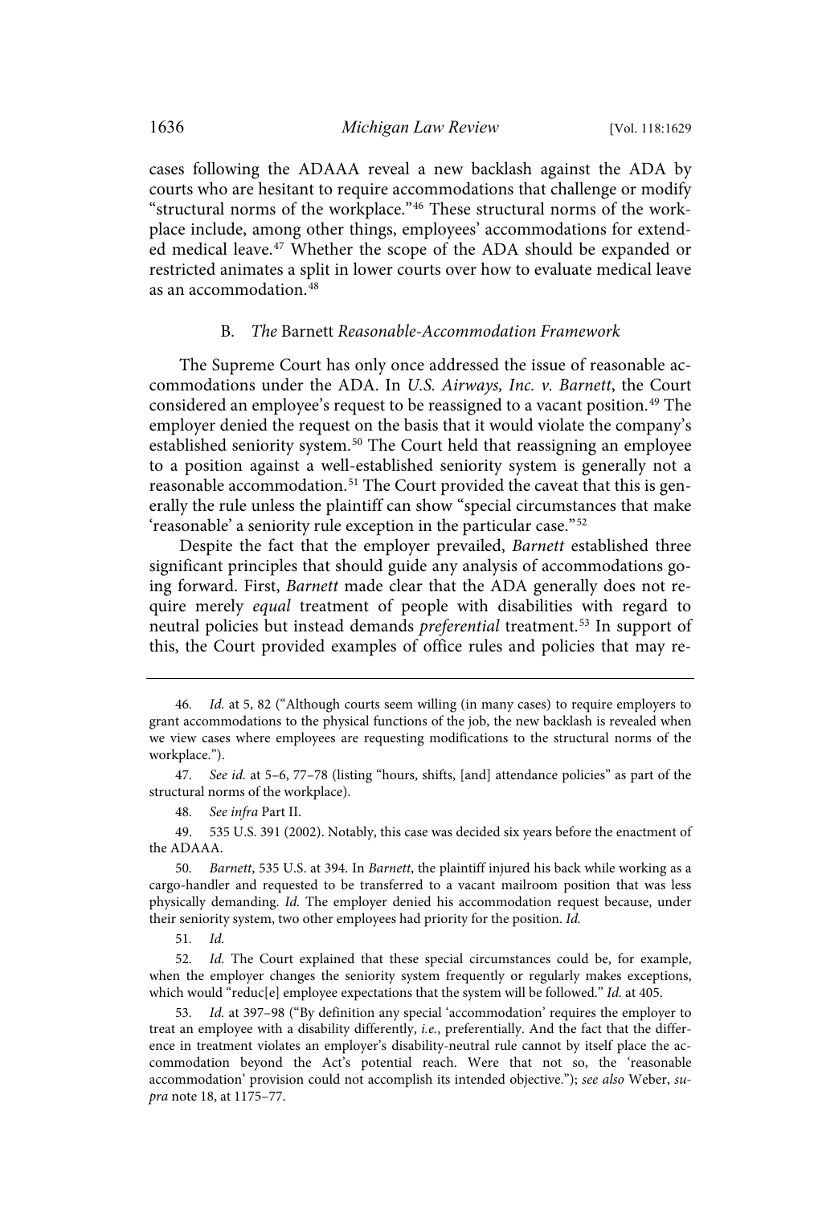cases following the ADAAA reveal a new backlash against the ADA by courts who are hesitant to require accommodations that challenge or modify "structural norms of the workplace."[46] These structural norms of the workplace include, among other things, employees' accommodations for extended medical leave.[47] Whether the scope of the ADA should be expanded or restricted animates a split in lower courts over how to evaluate medical leave as an accommodation.[48]

### B. *The* Barnett *Reasonable-Accommodation Framework*

The Supreme Court has only once addressed the issue of reasonable accommodations under the ADA. In *U.S. Airways, Inc. v. Barnett*, the Court considered an employee's request to be reassigned to a vacant position.[49] The employer denied the request on the basis that it would violate the company's established seniority system.[50] The Court held that reassigning an employee to a position against a well-established seniority system is generally not a reasonable accommodation.[51] The Court provided the caveat that this is generally the rule unless the plaintiff can show "special circumstances that make 'reasonable' a seniority rule exception in the particular case."[52]

Despite the fact that the employer prevailed, *Barnett* established three significant principles that should guide any analysis of accommodations going forward. First, *Barnett* made clear that the ADA generally does not require merely *equal* treatment of people with disabilities with regard to neutral policies but instead demands *preferential* treatment.[53] In support of this, the Court provided examples of office rules and policies that may re-

---

46. *Id.* at 5, 82 ("Although courts seem willing (in many cases) to require employers to grant accommodations to the physical functions of the job, the new backlash is revealed when we view cases where employees are requesting modifications to the structural norms of the workplace.").

47. *See id.* at 5–6, 77–78 (listing "hours, shifts, [and] attendance policies" as part of the structural norms of the workplace).

48. *See infra* Part II.

49. 535 U.S. 391 (2002). Notably, this case was decided six years before the enactment of the ADAAA.

50. *Barnett*, 535 U.S. at 394. In *Barnett*, the plaintiff injured his back while working as a cargo-handler and requested to be transferred to a vacant mailroom position that was less physically demanding. *Id.* The employer denied his accommodation request because, under their seniority system, two other employees had priority for the position. *Id.*

51. *Id.*

52. *Id.* The Court explained that these special circumstances could be, for example, when the employer changes the seniority system frequently or regularly makes exceptions, which would "reduc[e] employee expectations that the system will be followed." *Id.* at 405.

53. *Id.* at 397–98 ("By definition any special 'accommodation' requires the employer to treat an employee with a disability differently, *i.e.*, preferentially. And the fact that the difference in treatment violates an employer's disability-neutral rule cannot by itself place the accommodation beyond the Act's potential reach. Were that not so, the 'reasonable accommodation' provision could not accomplish its intended objective."); *see also* Weber, *supra* note 18, at 1175–77.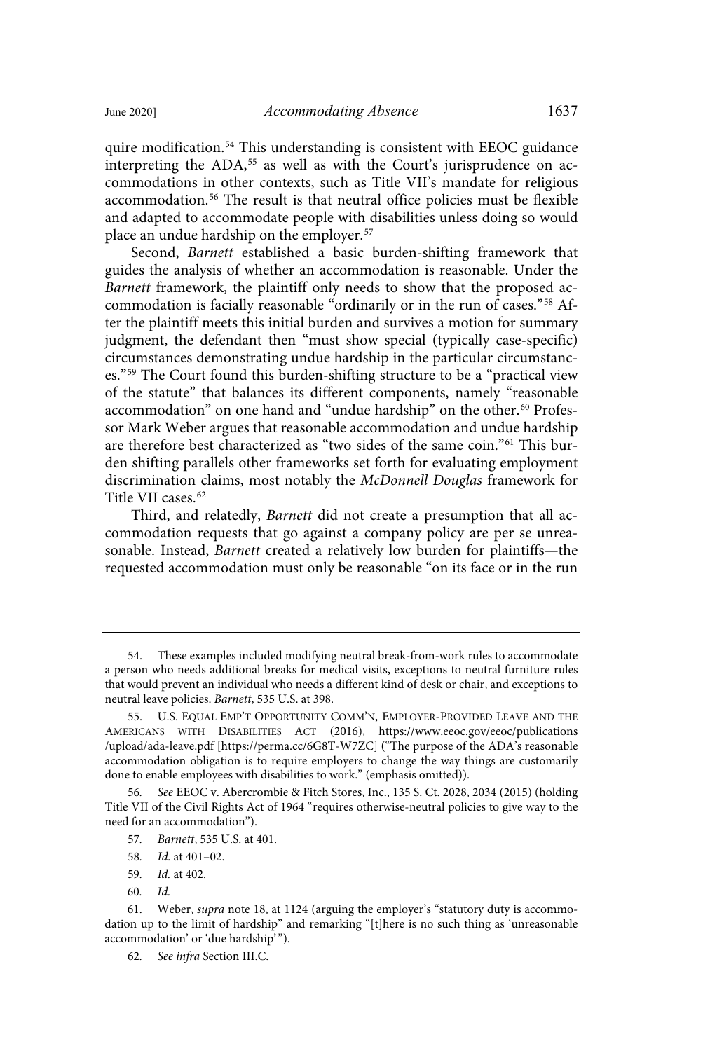quire modification.[54] This understanding is consistent with EEOC guidance interpreting the ADA,[55] as well as with the Court's jurisprudence on accommodations in other contexts, such as Title VII's mandate for religious accommodation.[56] The result is that neutral office policies must be flexible and adapted to accommodate people with disabilities unless doing so would place an undue hardship on the employer.[57]

Second, *Barnett* established a basic burden-shifting framework that guides the analysis of whether an accommodation is reasonable. Under the *Barnett* framework, the plaintiff only needs to show that the proposed accommodation is facially reasonable "ordinarily or in the run of cases."[58] After the plaintiff meets this initial burden and survives a motion for summary judgment, the defendant then "must show special (typically case-specific) circumstances demonstrating undue hardship in the particular circumstances."[59] The Court found this burden-shifting structure to be a "practical view of the statute" that balances its different components, namely "reasonable accommodation" on one hand and "undue hardship" on the other.[60] Professor Mark Weber argues that reasonable accommodation and undue hardship are therefore best characterized as "two sides of the same coin."[61] This burden shifting parallels other frameworks set forth for evaluating employment discrimination claims, most notably the *McDonnell Douglas* framework for Title VII cases.[62]

Third, and relatedly, *Barnett* did not create a presumption that all accommodation requests that go against a company policy are per se unreasonable. Instead, *Barnett* created a relatively low burden for plaintiffs—the requested accommodation must only be reasonable "on its face or in the run

---

54. These examples included modifying neutral break-from-work rules to accommodate a person who needs additional breaks for medical visits, exceptions to neutral furniture rules that would prevent an individual who needs a different kind of desk or chair, and exceptions to neutral leave policies. *Barnett*, 535 U.S. at 398.

55. U.S. Equal Emp't Opportunity Comm'n, Employer-Provided Leave and the Americans with Disabilities Act (2016), https://www.eeoc.gov/eeoc/publications/upload/ada-leave.pdf [https://perma.cc/6G8T-W7ZC] ("The purpose of the ADA's reasonable accommodation obligation is to require employers to change the way things are customarily done to enable employees with disabilities to work." (emphasis omitted)).

56. *See* EEOC v. Abercrombie & Fitch Stores, Inc., 135 S. Ct. 2028, 2034 (2015) (holding Title VII of the Civil Rights Act of 1964 "requires otherwise-neutral policies to give way to the need for an accommodation").

57. *Barnett*, 535 U.S. at 401.

58. *Id.* at 401–02.

59. *Id.* at 402.

60. *Id.*

61. Weber, *supra* note 18, at 1124 (arguing the employer's "statutory duty is accommodation up to the limit of hardship" and remarking "[t]here is no such thing as 'unreasonable accommodation' or 'due hardship'").

62. *See infra* Section III.C.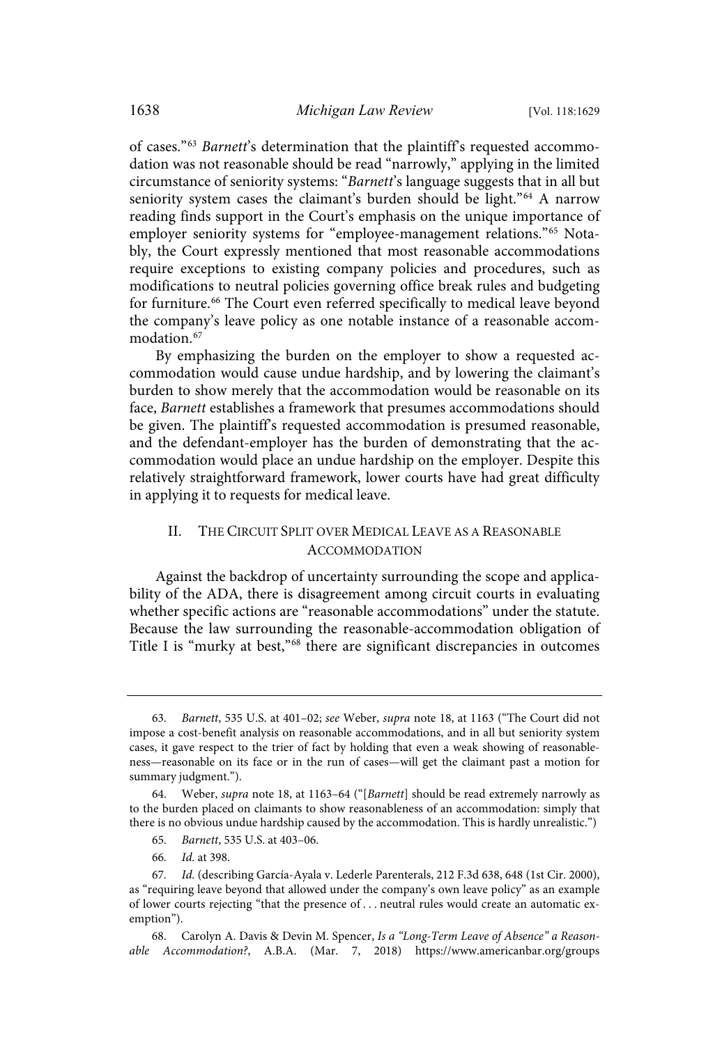of cases."[63] *Barnett*'s determination that the plaintiff's requested accommodation was not reasonable should be read "narrowly," applying in the limited circumstance of seniority systems: "*Barnett*'s language suggests that in all but seniority system cases the claimant's burden should be light."[64] A narrow reading finds support in the Court's emphasis on the unique importance of employer seniority systems for "employee-management relations."[65] Notably, the Court expressly mentioned that most reasonable accommodations require exceptions to existing company policies and procedures, such as modifications to neutral policies governing office break rules and budgeting for furniture.[66] The Court even referred specifically to medical leave beyond the company's leave policy as one notable instance of a reasonable accommodation.[67]

By emphasizing the burden on the employer to show a requested accommodation would cause undue hardship, and by lowering the claimant's burden to show merely that the accommodation would be reasonable on its face, *Barnett* establishes a framework that presumes accommodations should be given. The plaintiff's requested accommodation is presumed reasonable, and the defendant-employer has the burden of demonstrating that the accommodation would place an undue hardship on the employer. Despite this relatively straightforward framework, lower courts have had great difficulty in applying it to requests for medical leave.

## II. The Circuit Split over Medical Leave as a Reasonable Accommodation

Against the backdrop of uncertainty surrounding the scope and applicability of the ADA, there is disagreement among circuit courts in evaluating whether specific actions are "reasonable accommodations" under the statute. Because the law surrounding the reasonable-accommodation obligation of Title I is "murky at best,"[68] there are significant discrepancies in outcomes

---

63. *Barnett*, 535 U.S. at 401–02; *see* Weber, *supra* note 18, at 1163 ("The Court did not impose a cost-benefit analysis on reasonable accommodations, and in all but seniority system cases, it gave respect to the trier of fact by holding that even a weak showing of reasonableness—reasonable on its face or in the run of cases—will get the claimant past a motion for summary judgment.").

64. Weber, *supra* note 18, at 1163–64 ("[*Barnett*] should be read extremely narrowly as to the burden placed on claimants to show reasonableness of an accommodation: simply that there is no obvious undue hardship caused by the accommodation. This is hardly unrealistic.")

65. *Barnett*, 535 U.S. at 403–06.

66. *Id.* at 398.

67. *Id.* (describing García-Ayala v. Lederle Parenterals, 212 F.3d 638, 648 (1st Cir. 2000), as "requiring leave beyond that allowed under the company's own leave policy" as an example of lower courts rejecting "that the presence of . . . neutral rules would create an automatic exemption").

68. Carolyn A. Davis & Devin M. Spencer, *Is a "Long-Term Leave of Absence" a Reasonable Accommodation?*, A.B.A. (Mar. 7, 2018) https://www.americanbar.org/groups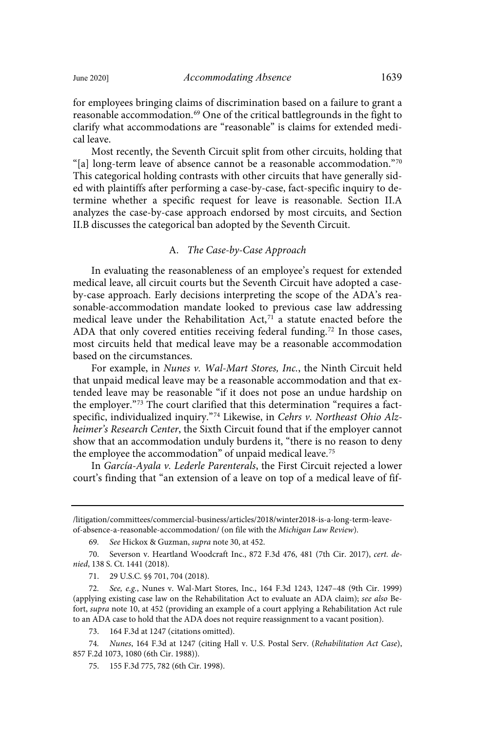for employees bringing claims of discrimination based on a failure to grant a reasonable accommodation.[69] One of the critical battlegrounds in the fight to clarify what accommodations are "reasonable" is claims for extended medical leave.

Most recently, the Seventh Circuit split from other circuits, holding that "[a] long-term leave of absence cannot be a reasonable accommodation."[70] This categorical holding contrasts with other circuits that have generally sided with plaintiffs after performing a case-by-case, fact-specific inquiry to determine whether a specific request for leave is reasonable. Section II.A analyzes the case-by-case approach endorsed by most circuits, and Section II.B discusses the categorical ban adopted by the Seventh Circuit.

### A. *The Case-by-Case Approach*

In evaluating the reasonableness of an employee's request for extended medical leave, all circuit courts but the Seventh Circuit have adopted a case-by-case approach. Early decisions interpreting the scope of the ADA's reasonable-accommodation mandate looked to previous case law addressing medical leave under the Rehabilitation Act,[71] a statute enacted before the ADA that only covered entities receiving federal funding.[72] In those cases, most circuits held that medical leave may be a reasonable accommodation based on the circumstances.

For example, in *Nunes v. Wal-Mart Stores, Inc.*, the Ninth Circuit held that unpaid medical leave may be a reasonable accommodation and that extended leave may be reasonable "if it does not pose an undue hardship on the employer."[73] The court clarified that this determination "requires a fact-specific, individualized inquiry."[74] Likewise, in *Cehrs v. Northeast Ohio Alzheimer's Research Center*, the Sixth Circuit found that if the employer cannot show that an accommodation unduly burdens it, "there is no reason to deny the employee the accommodation" of unpaid medical leave.[75]

In *García-Ayala v. Lederle Parenterals*, the First Circuit rejected a lower court's finding that "an extension of a leave on top of a medical leave of fif-

---

/litigation/committees/commercial-business/articles/2018/winter2018-is-a-long-term-leave-of-absence-a-reasonable-accommodation/ (on file with the *Michigan Law Review*).

69. *See* Hickox & Guzman, *supra* note 30, at 452.

70. Severson v. Heartland Woodcraft Inc., 872 F.3d 476, 481 (7th Cir. 2017), *cert. denied*, 138 S. Ct. 1441 (2018).

71. 29 U.S.C. §§ 701, 704 (2018).

72. *See, e.g.*, Nunes v. Wal-Mart Stores, Inc., 164 F.3d 1243, 1247–48 (9th Cir. 1999) (applying existing case law on the Rehabilitation Act to evaluate an ADA claim); *see also* Befort, *supra* note 10, at 452 (providing an example of a court applying a Rehabilitation Act rule to an ADA case to hold that the ADA does not require reassignment to a vacant position).

73. 164 F.3d at 1247 (citations omitted).

74. *Nunes*, 164 F.3d at 1247 (citing Hall v. U.S. Postal Serv. (*Rehabilitation Act Case*), 857 F.2d 1073, 1080 (6th Cir. 1988)).

75. 155 F.3d 775, 782 (6th Cir. 1998).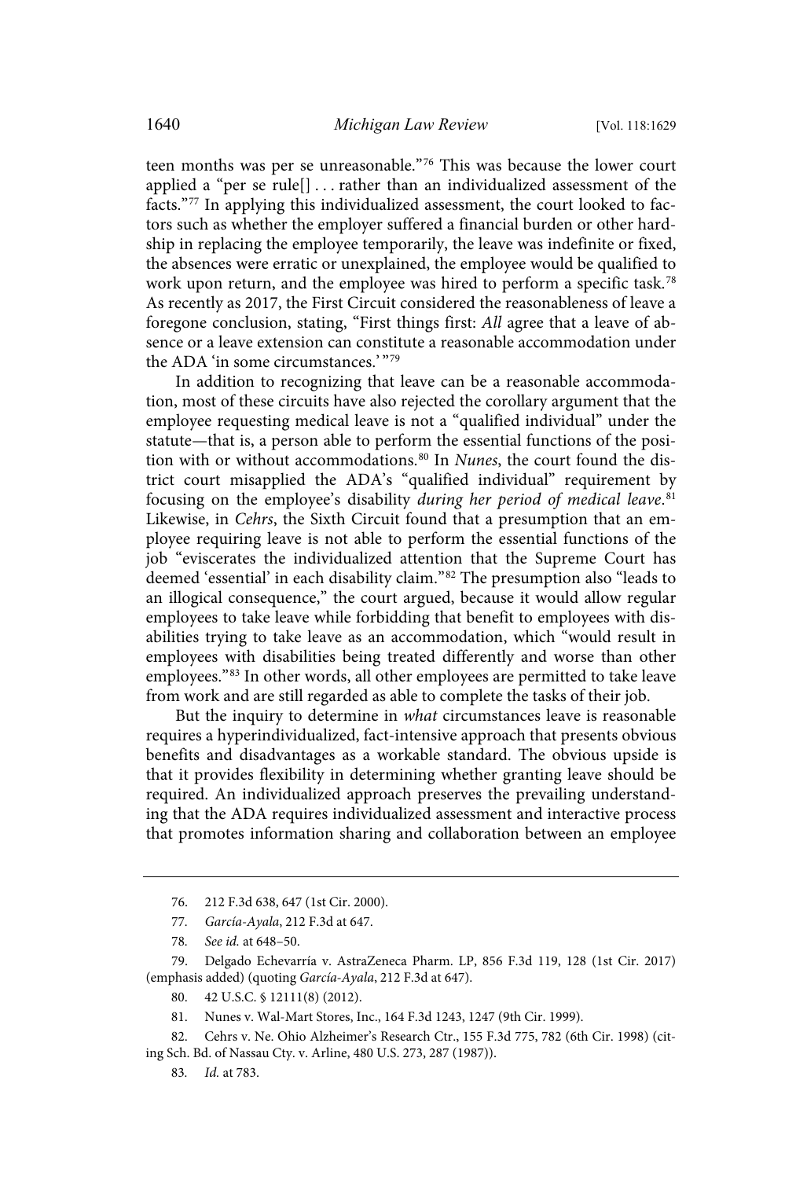teen months was per se unreasonable."[76] This was because the lower court applied a "per se rule[] . . . rather than an individualized assessment of the facts."[77] In applying this individualized assessment, the court looked to factors such as whether the employer suffered a financial burden or other hardship in replacing the employee temporarily, the leave was indefinite or fixed, the absences were erratic or unexplained, the employee would be qualified to work upon return, and the employee was hired to perform a specific task.[78] As recently as 2017, the First Circuit considered the reasonableness of leave a foregone conclusion, stating, "First things first: *All* agree that a leave of absence or a leave extension can constitute a reasonable accommodation under the ADA 'in some circumstances.' "[79]

In addition to recognizing that leave can be a reasonable accommodation, most of these circuits have also rejected the corollary argument that the employee requesting medical leave is not a "qualified individual" under the statute—that is, a person able to perform the essential functions of the position with or without accommodations.[80] In *Nunes*, the court found the district court misapplied the ADA's "qualified individual" requirement by focusing on the employee's disability *during her period of medical leave*.[81] Likewise, in *Cehrs*, the Sixth Circuit found that a presumption that an employee requiring leave is not able to perform the essential functions of the job "eviscerates the individualized attention that the Supreme Court has deemed 'essential' in each disability claim."[82] The presumption also "leads to an illogical consequence," the court argued, because it would allow regular employees to take leave while forbidding that benefit to employees with disabilities trying to take leave as an accommodation, which "would result in employees with disabilities being treated differently and worse than other employees."[83] In other words, all other employees are permitted to take leave from work and are still regarded as able to complete the tasks of their job.

But the inquiry to determine in *what* circumstances leave is reasonable requires a hyperindividualized, fact-intensive approach that presents obvious benefits and disadvantages as a workable standard. The obvious upside is that it provides flexibility in determining whether granting leave should be required. An individualized approach preserves the prevailing understanding that the ADA requires individualized assessment and interactive process that promotes information sharing and collaboration between an employee

---

76. 212 F.3d 638, 647 (1st Cir. 2000).

77. *García-Ayala*, 212 F.3d at 647.

78. *See id.* at 648–50.

79. Delgado Echevarría v. AstraZeneca Pharm. LP, 856 F.3d 119, 128 (1st Cir. 2017) (emphasis added) (quoting *García-Ayala*, 212 F.3d at 647).

80. 42 U.S.C. § 12111(8) (2012).

81. Nunes v. Wal-Mart Stores, Inc., 164 F.3d 1243, 1247 (9th Cir. 1999).

82. Cehrs v. Ne. Ohio Alzheimer's Research Ctr., 155 F.3d 775, 782 (6th Cir. 1998) (citing Sch. Bd. of Nassau Cty. v. Arline, 480 U.S. 273, 287 (1987)).

83. *Id.* at 783.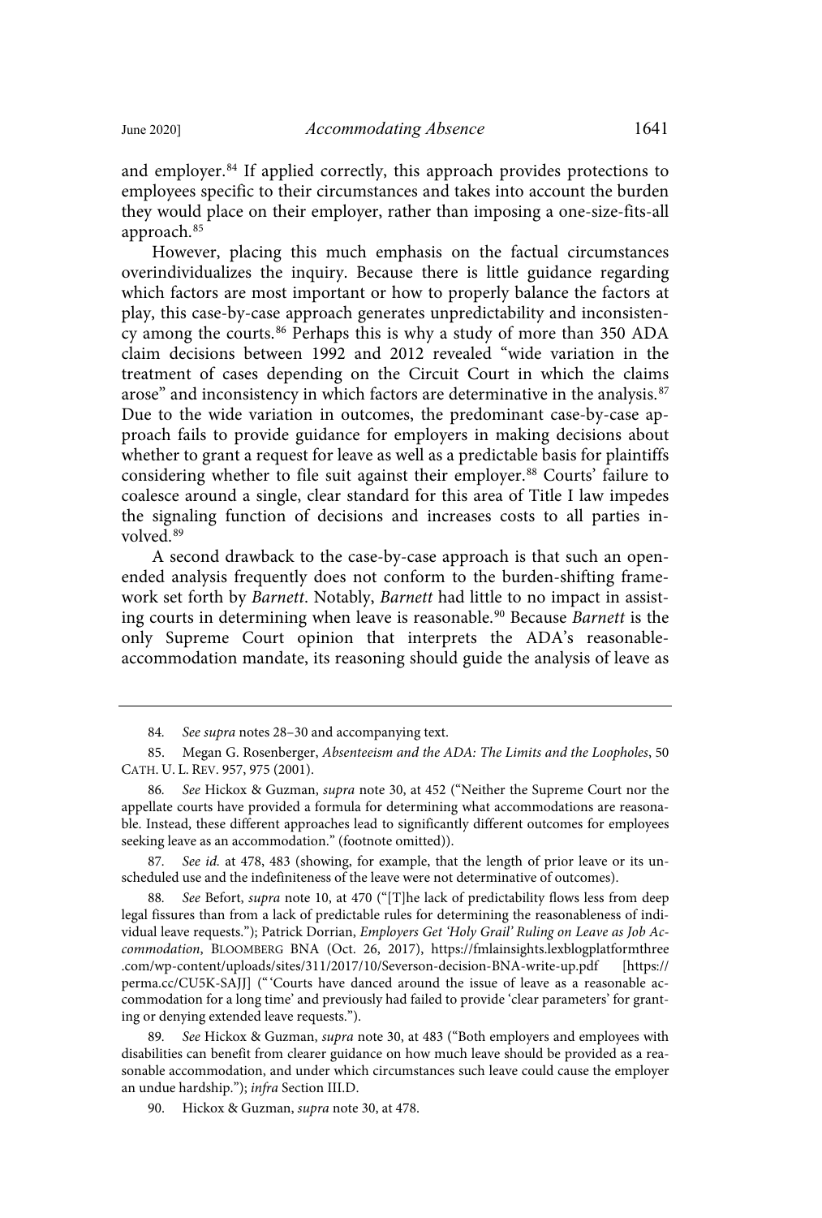and employer.[84] If applied correctly, this approach provides protections to employees specific to their circumstances and takes into account the burden they would place on their employer, rather than imposing a one-size-fits-all approach.[85]

However, placing this much emphasis on the factual circumstances overindividualizes the inquiry. Because there is little guidance regarding which factors are most important or how to properly balance the factors at play, this case-by-case approach generates unpredictability and inconsistency among the courts.[86] Perhaps this is why a study of more than 350 ADA claim decisions between 1992 and 2012 revealed "wide variation in the treatment of cases depending on the Circuit Court in which the claims arose" and inconsistency in which factors are determinative in the analysis.[87] Due to the wide variation in outcomes, the predominant case-by-case approach fails to provide guidance for employers in making decisions about whether to grant a request for leave as well as a predictable basis for plaintiffs considering whether to file suit against their employer.[88] Courts' failure to coalesce around a single, clear standard for this area of Title I law impedes the signaling function of decisions and increases costs to all parties involved.[89]

A second drawback to the case-by-case approach is that such an open-ended analysis frequently does not conform to the burden-shifting framework set forth by *Barnett*. Notably, *Barnett* had little to no impact in assisting courts in determining when leave is reasonable.[90] Because *Barnett* is the only Supreme Court opinion that interprets the ADA's reasonable-accommodation mandate, its reasoning should guide the analysis of leave as

---

84. *See supra* notes 28–30 and accompanying text.

85. Megan G. Rosenberger, *Absenteeism and the ADA: The Limits and the Loopholes*, 50 CATH. U. L. REV. 957, 975 (2001).

86. *See* Hickox & Guzman, *supra* note 30, at 452 ("Neither the Supreme Court nor the appellate courts have provided a formula for determining what accommodations are reasonable. Instead, these different approaches lead to significantly different outcomes for employees seeking leave as an accommodation." (footnote omitted)).

87. *See id.* at 478, 483 (showing, for example, that the length of prior leave or its unscheduled use and the indefiniteness of the leave were not determinative of outcomes).

88. *See* Befort, *supra* note 10, at 470 ("[T]he lack of predictability flows less from deep legal fissures than from a lack of predictable rules for determining the reasonableness of individual leave requests."); Patrick Dorrian, *Employers Get 'Holy Grail' Ruling on Leave as Job Accommodation*, BLOOMBERG BNA (Oct. 26, 2017), https://fmlainsights.lexblogplatformthree.com/wp-content/uploads/sites/311/2017/10/Severson-decision-BNA-write-up.pdf [https://perma.cc/CU5K-SAJJ] ("'Courts have danced around the issue of leave as a reasonable accommodation for a long time' and previously had failed to provide 'clear parameters' for granting or denying extended leave requests.").

89. *See* Hickox & Guzman, *supra* note 30, at 483 ("Both employers and employees with disabilities can benefit from clearer guidance on how much leave should be provided as a reasonable accommodation, and under which circumstances such leave could cause the employer an undue hardship."); *infra* Section III.D.

90. Hickox & Guzman, *supra* note 30, at 478.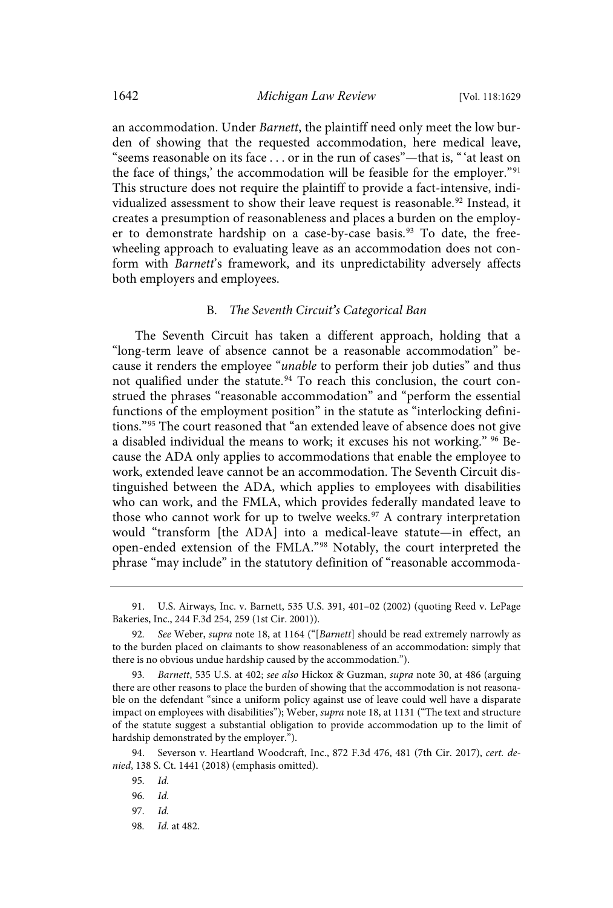an accommodation. Under *Barnett*, the plaintiff need only meet the low burden of showing that the requested accommodation, here medical leave, "seems reasonable on its face . . . or in the run of cases"—that is, " 'at least on the face of things,' the accommodation will be feasible for the employer."[91] This structure does not require the plaintiff to provide a fact-intensive, individualized assessment to show their leave request is reasonable.[92] Instead, it creates a presumption of reasonableness and places a burden on the employer to demonstrate hardship on a case-by-case basis.[93] To date, the freewheeling approach to evaluating leave as an accommodation does not conform with *Barnett*'s framework, and its unpredictability adversely affects both employers and employees.

### B. *The Seventh Circuit's Categorical Ban*

The Seventh Circuit has taken a different approach, holding that a "long-term leave of absence cannot be a reasonable accommodation" because it renders the employee "*unable* to perform their job duties" and thus not qualified under the statute.[94] To reach this conclusion, the court construed the phrases "reasonable accommodation" and "perform the essential functions of the employment position" in the statute as "interlocking definitions."[95] The court reasoned that "an extended leave of absence does not give a disabled individual the means to work; it excuses his not working." [96] Because the ADA only applies to accommodations that enable the employee to work, extended leave cannot be an accommodation. The Seventh Circuit distinguished between the ADA, which applies to employees with disabilities who can work, and the FMLA, which provides federally mandated leave to those who cannot work for up to twelve weeks.[97] A contrary interpretation would "transform [the ADA] into a medical-leave statute—in effect, an open-ended extension of the FMLA."[98] Notably, the court interpreted the phrase "may include" in the statutory definition of "reasonable accommoda-

---

91. U.S. Airways, Inc. v. Barnett, 535 U.S. 391, 401–02 (2002) (quoting Reed v. LePage Bakeries, Inc., 244 F.3d 254, 259 (1st Cir. 2001)).

92. *See* Weber, *supra* note 18, at 1164 ("[*Barnett*] should be read extremely narrowly as to the burden placed on claimants to show reasonableness of an accommodation: simply that there is no obvious undue hardship caused by the accommodation.").

93. *Barnett*, 535 U.S. at 402; *see also* Hickox & Guzman, *supra* note 30, at 486 (arguing there are other reasons to place the burden of showing that the accommodation is not reasonable on the defendant "since a uniform policy against use of leave could well have a disparate impact on employees with disabilities"); Weber, *supra* note 18, at 1131 ("The text and structure of the statute suggest a substantial obligation to provide accommodation up to the limit of hardship demonstrated by the employer.").

94. Severson v. Heartland Woodcraft, Inc., 872 F.3d 476, 481 (7th Cir. 2017), *cert. denied*, 138 S. Ct. 1441 (2018) (emphasis omitted).

95. *Id.*

96. *Id.*

97. *Id.*

98. *Id.* at 482.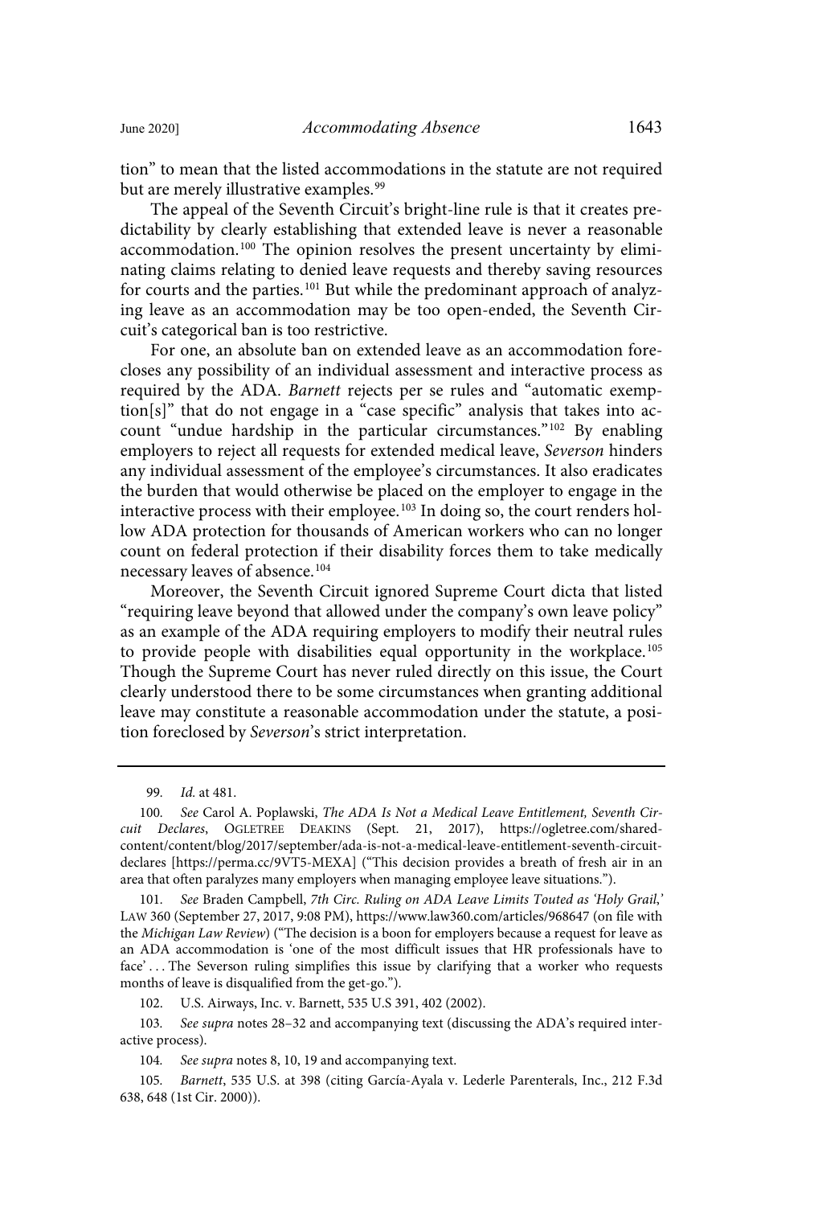tion" to mean that the listed accommodations in the statute are not required but are merely illustrative examples.[99]

The appeal of the Seventh Circuit's bright-line rule is that it creates predictability by clearly establishing that extended leave is never a reasonable accommodation.[100] The opinion resolves the present uncertainty by eliminating claims relating to denied leave requests and thereby saving resources for courts and the parties.[101] But while the predominant approach of analyzing leave as an accommodation may be too open-ended, the Seventh Circuit's categorical ban is too restrictive.

For one, an absolute ban on extended leave as an accommodation forecloses any possibility of an individual assessment and interactive process as required by the ADA. *Barnett* rejects per se rules and "automatic exemption[s]" that do not engage in a "case specific" analysis that takes into account "undue hardship in the particular circumstances."[102] By enabling employers to reject all requests for extended medical leave, *Severson* hinders any individual assessment of the employee's circumstances. It also eradicates the burden that would otherwise be placed on the employer to engage in the interactive process with their employee.[103] In doing so, the court renders hollow ADA protection for thousands of American workers who can no longer count on federal protection if their disability forces them to take medically necessary leaves of absence.[104]

Moreover, the Seventh Circuit ignored Supreme Court dicta that listed "requiring leave beyond that allowed under the company's own leave policy" as an example of the ADA requiring employers to modify their neutral rules to provide people with disabilities equal opportunity in the workplace.[105] Though the Supreme Court has never ruled directly on this issue, the Court clearly understood there to be some circumstances when granting additional leave may constitute a reasonable accommodation under the statute, a position foreclosed by *Severson*'s strict interpretation.

---

99. *Id.* at 481.

100. *See* Carol A. Poplawski, *The ADA Is Not a Medical Leave Entitlement, Seventh Circuit Declares*, OGLETREE DEAKINS (Sept. 21, 2017), https://ogletree.com/shared-content/content/blog/2017/september/ada-is-not-a-medical-leave-entitlement-seventh-circuit-declares [https://perma.cc/9VT5-MEXA] ("This decision provides a breath of fresh air in an area that often paralyzes many employers when managing employee leave situations.").

101. *See* Braden Campbell, *7th Circ. Ruling on ADA Leave Limits Touted as 'Holy Grail,'* LAW 360 (September 27, 2017, 9:08 PM), https://www.law360.com/articles/968647 (on file with the *Michigan Law Review*) ("The decision is a boon for employers because a request for leave as an ADA accommodation is 'one of the most difficult issues that HR professionals have to face' . . . The Severson ruling simplifies this issue by clarifying that a worker who requests months of leave is disqualified from the get-go.").

102. U.S. Airways, Inc. v. Barnett, 535 U.S 391, 402 (2002).

103. *See supra* notes 28–32 and accompanying text (discussing the ADA's required interactive process).

104. *See supra* notes 8, 10, 19 and accompanying text.

105. *Barnett*, 535 U.S. at 398 (citing García-Ayala v. Lederle Parenterals, Inc., 212 F.3d 638, 648 (1st Cir. 2000)).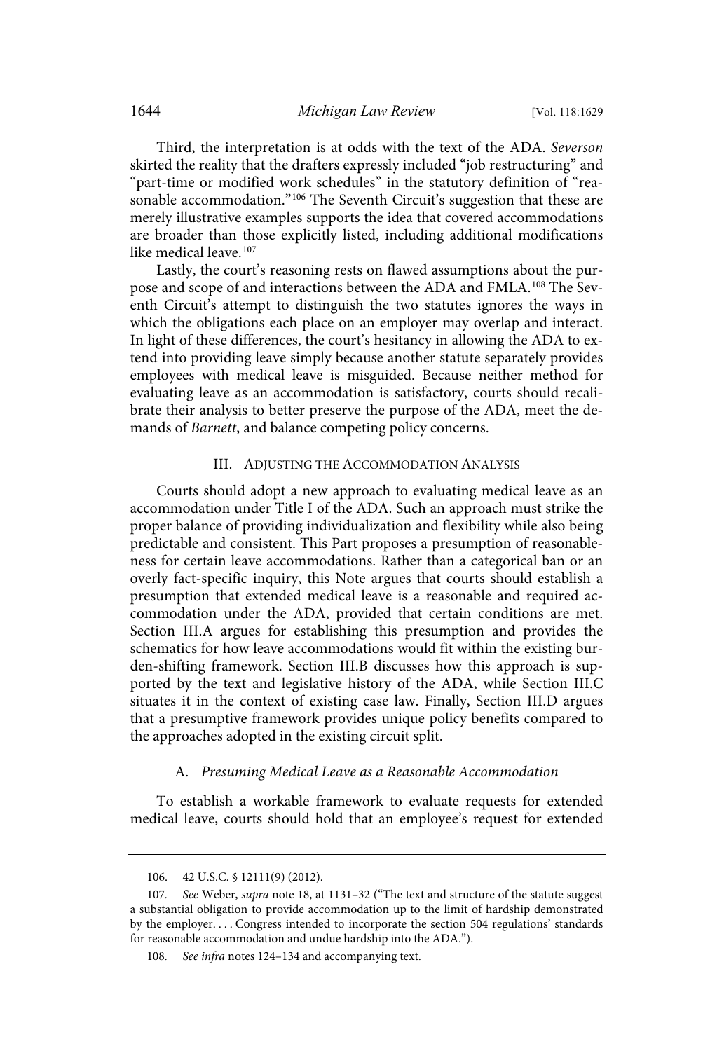Third, the interpretation is at odds with the text of the ADA. *Severson* skirted the reality that the drafters expressly included "job restructuring" and "part-time or modified work schedules" in the statutory definition of "reasonable accommodation."[106] The Seventh Circuit's suggestion that these are merely illustrative examples supports the idea that covered accommodations are broader than those explicitly listed, including additional modifications like medical leave.[107]

Lastly, the court's reasoning rests on flawed assumptions about the purpose and scope of and interactions between the ADA and FMLA.[108] The Seventh Circuit's attempt to distinguish the two statutes ignores the ways in which the obligations each place on an employer may overlap and interact. In light of these differences, the court's hesitancy in allowing the ADA to extend into providing leave simply because another statute separately provides employees with medical leave is misguided. Because neither method for evaluating leave as an accommodation is satisfactory, courts should recalibrate their analysis to better preserve the purpose of the ADA, meet the demands of *Barnett*, and balance competing policy concerns.

## III. Adjusting the Accommodation Analysis

Courts should adopt a new approach to evaluating medical leave as an accommodation under Title I of the ADA. Such an approach must strike the proper balance of providing individualization and flexibility while also being predictable and consistent. This Part proposes a presumption of reasonableness for certain leave accommodations. Rather than a categorical ban or an overly fact-specific inquiry, this Note argues that courts should establish a presumption that extended medical leave is a reasonable and required accommodation under the ADA, provided that certain conditions are met. Section III.A argues for establishing this presumption and provides the schematics for how leave accommodations would fit within the existing burden-shifting framework. Section III.B discusses how this approach is supported by the text and legislative history of the ADA, while Section III.C situates it in the context of existing case law. Finally, Section III.D argues that a presumptive framework provides unique policy benefits compared to the approaches adopted in the existing circuit split.

### A. *Presuming Medical Leave as a Reasonable Accommodation*

To establish a workable framework to evaluate requests for extended medical leave, courts should hold that an employee's request for extended

---

106. 42 U.S.C. § 12111(9) (2012).

107. *See* Weber, *supra* note 18, at 1131–32 ("The text and structure of the statute suggest a substantial obligation to provide accommodation up to the limit of hardship demonstrated by the employer. . . . Congress intended to incorporate the section 504 regulations' standards for reasonable accommodation and undue hardship into the ADA.").

108. *See infra* notes 124–134 and accompanying text.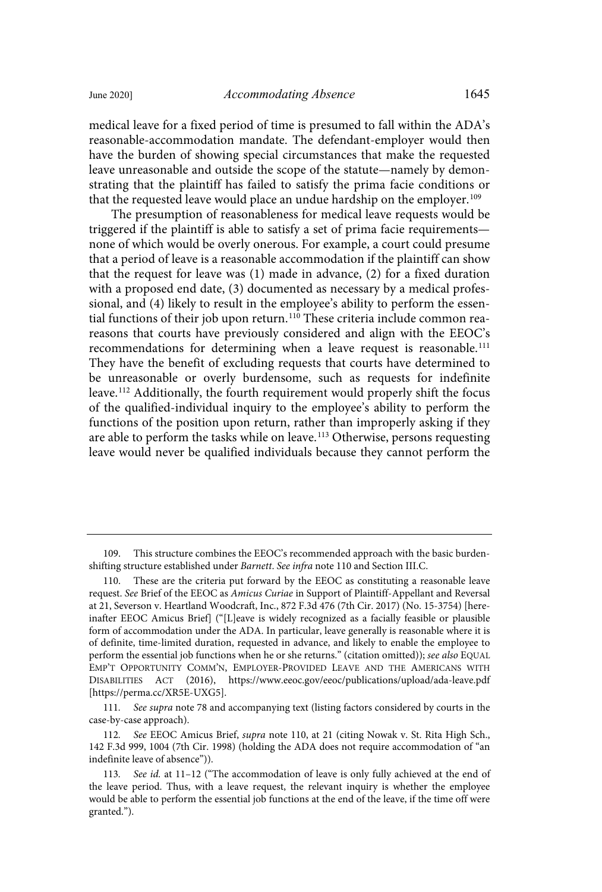medical leave for a fixed period of time is presumed to fall within the ADA's reasonable-accommodation mandate. The defendant-employer would then have the burden of showing special circumstances that make the requested leave unreasonable and outside the scope of the statute—namely by demonstrating that the plaintiff has failed to satisfy the prima facie conditions or that the requested leave would place an undue hardship on the employer.[109]

The presumption of reasonableness for medical leave requests would be triggered if the plaintiff is able to satisfy a set of prima facie requirements—none of which would be overly onerous. For example, a court could presume that a period of leave is a reasonable accommodation if the plaintiff can show that the request for leave was (1) made in advance, (2) for a fixed duration with a proposed end date, (3) documented as necessary by a medical professional, and (4) likely to result in the employee's ability to perform the essential functions of their job upon return.[110] These criteria include common reareasons that courts have previously considered and align with the EEOC's recommendations for determining when a leave request is reasonable.[111] They have the benefit of excluding requests that courts have determined to be unreasonable or overly burdensome, such as requests for indefinite leave.[112] Additionally, the fourth requirement would properly shift the focus of the qualified-individual inquiry to the employee's ability to perform the functions of the position upon return, rather than improperly asking if they are able to perform the tasks while on leave.[113] Otherwise, persons requesting leave would never be qualified individuals because they cannot perform the

---

109. This structure combines the EEOC's recommended approach with the basic burden-shifting structure established under *Barnett*. *See infra* note 110 and Section III.C.

110. These are the criteria put forward by the EEOC as constituting a reasonable leave request. *See* Brief of the EEOC as *Amicus Curiae* in Support of Plaintiff-Appellant and Reversal at 21, Severson v. Heartland Woodcraft, Inc., 872 F.3d 476 (7th Cir. 2017) (No. 15-3754) [hereinafter EEOC Amicus Brief] ("[L]eave is widely recognized as a facially feasible or plausible form of accommodation under the ADA. In particular, leave generally is reasonable where it is of definite, time-limited duration, requested in advance, and likely to enable the employee to perform the essential job functions when he or she returns." (citation omitted)); *see also* EQUAL EMP'T OPPORTUNITY COMM'N, EMPLOYER-PROVIDED LEAVE AND THE AMERICANS WITH DISABILITIES ACT (2016), https://www.eeoc.gov/eeoc/publications/upload/ada-leave.pdf [https://perma.cc/XR5E-UXG5].

111. *See supra* note 78 and accompanying text (listing factors considered by courts in the case-by-case approach).

112. *See* EEOC Amicus Brief, *supra* note 110, at 21 (citing Nowak v. St. Rita High Sch., 142 F.3d 999, 1004 (7th Cir. 1998) (holding the ADA does not require accommodation of "an indefinite leave of absence")).

113. *See id.* at 11–12 ("The accommodation of leave is only fully achieved at the end of the leave period. Thus, with a leave request, the relevant inquiry is whether the employee would be able to perform the essential job functions at the end of the leave, if the time off were granted.").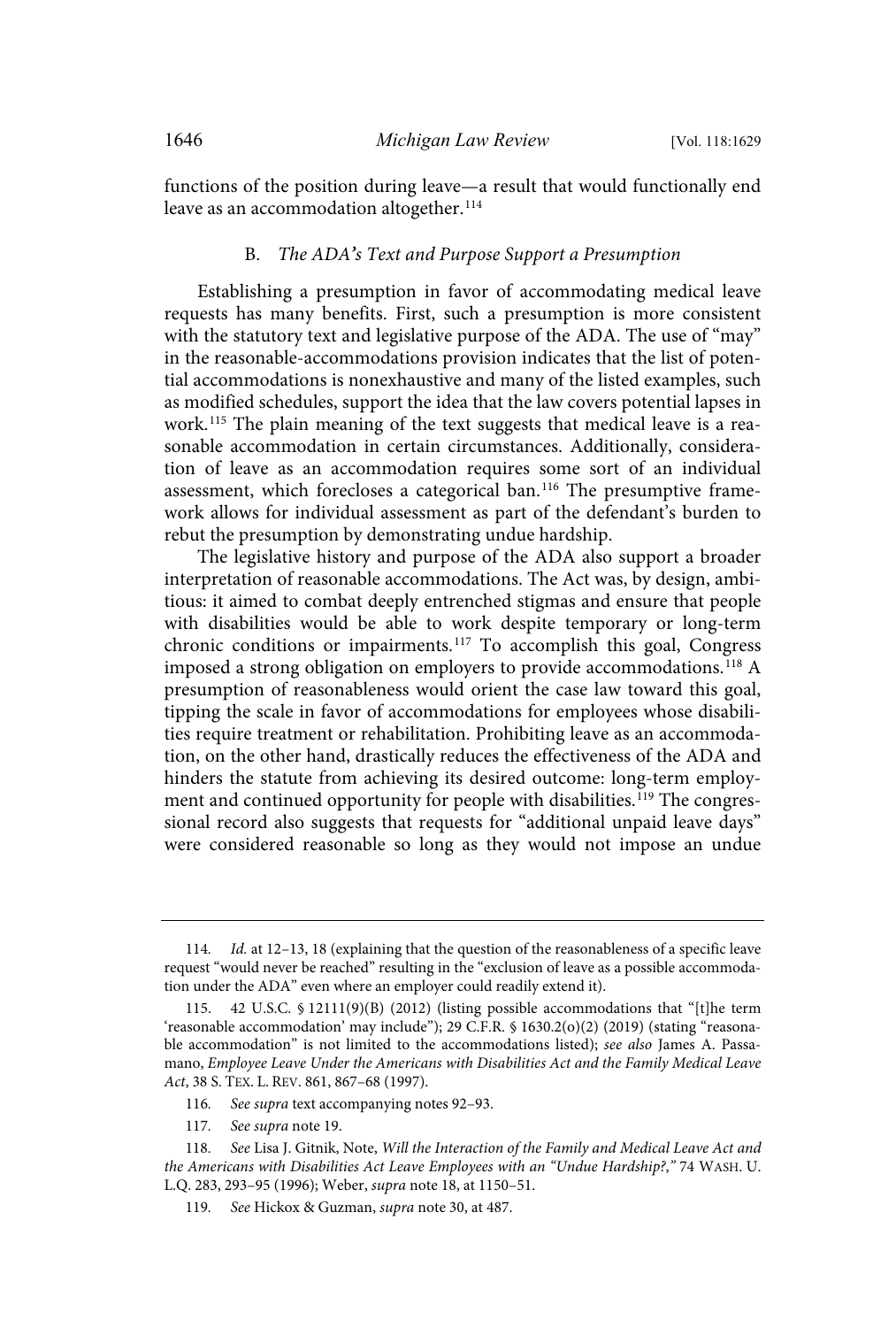functions of the position during leave—a result that would functionally end leave as an accommodation altogether.[114]

### B. *The ADA's Text and Purpose Support a Presumption*

Establishing a presumption in favor of accommodating medical leave requests has many benefits. First, such a presumption is more consistent with the statutory text and legislative purpose of the ADA. The use of "may" in the reasonable-accommodations provision indicates that the list of potential accommodations is nonexhaustive and many of the listed examples, such as modified schedules, support the idea that the law covers potential lapses in work.[115] The plain meaning of the text suggests that medical leave is a reasonable accommodation in certain circumstances. Additionally, consideration of leave as an accommodation requires some sort of an individual assessment, which forecloses a categorical ban.[116] The presumptive framework allows for individual assessment as part of the defendant's burden to rebut the presumption by demonstrating undue hardship.

The legislative history and purpose of the ADA also support a broader interpretation of reasonable accommodations. The Act was, by design, ambitious: it aimed to combat deeply entrenched stigmas and ensure that people with disabilities would be able to work despite temporary or long-term chronic conditions or impairments.[117] To accomplish this goal, Congress imposed a strong obligation on employers to provide accommodations.[118] A presumption of reasonableness would orient the case law toward this goal, tipping the scale in favor of accommodations for employees whose disabilities require treatment or rehabilitation. Prohibiting leave as an accommodation, on the other hand, drastically reduces the effectiveness of the ADA and hinders the statute from achieving its desired outcome: long-term employment and continued opportunity for people with disabilities.[119] The congressional record also suggests that requests for "additional unpaid leave days" were considered reasonable so long as they would not impose an undue

---

114. *Id.* at 12–13, 18 (explaining that the question of the reasonableness of a specific leave request "would never be reached" resulting in the "exclusion of leave as a possible accommodation under the ADA" even where an employer could readily extend it).

115. 42 U.S.C. § 12111(9)(B) (2012) (listing possible accommodations that "[t]he term 'reasonable accommodation' may include"); 29 C.F.R. § 1630.2(o)(2) (2019) (stating "reasonable accommodation" is not limited to the accommodations listed); *see also* James A. Passamano, *Employee Leave Under the Americans with Disabilities Act and the Family Medical Leave Act*, 38 S. TEX. L. REV. 861, 867–68 (1997).

116. *See supra* text accompanying notes 92–93.

117. *See supra* note 19.

118. *See* Lisa J. Gitnik, Note, *Will the Interaction of the Family and Medical Leave Act and the Americans with Disabilities Act Leave Employees with an "Undue Hardship?,"* 74 WASH. U. L.Q. 283, 293–95 (1996); Weber, *supra* note 18, at 1150–51.

119. *See* Hickox & Guzman, *supra* note 30, at 487.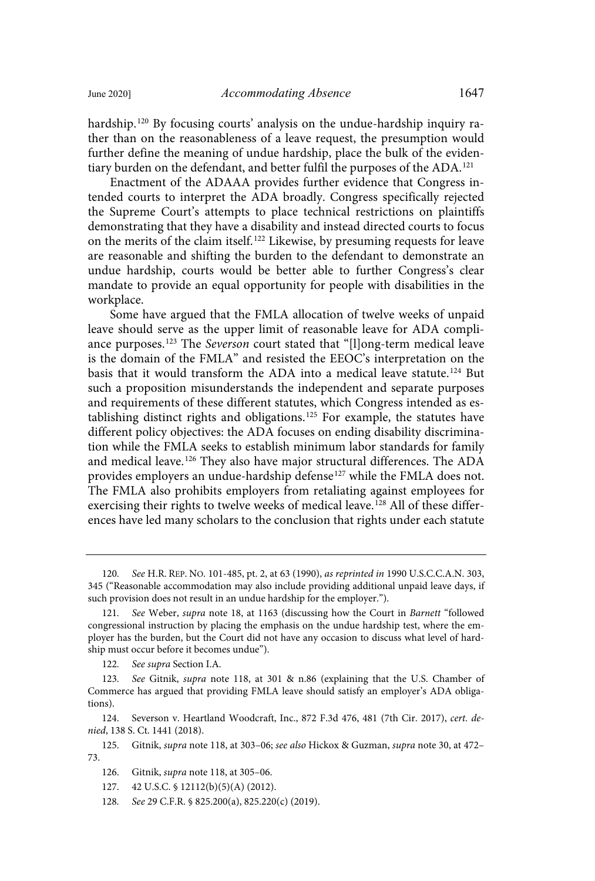hardship.[120] By focusing courts' analysis on the undue-hardship inquiry rather than on the reasonableness of a leave request, the presumption would further define the meaning of undue hardship, place the bulk of the evidentiary burden on the defendant, and better fulfil the purposes of the ADA.[121]

Enactment of the ADAAA provides further evidence that Congress intended courts to interpret the ADA broadly. Congress specifically rejected the Supreme Court's attempts to place technical restrictions on plaintiffs demonstrating that they have a disability and instead directed courts to focus on the merits of the claim itself.[122] Likewise, by presuming requests for leave are reasonable and shifting the burden to the defendant to demonstrate an undue hardship, courts would be better able to further Congress's clear mandate to provide an equal opportunity for people with disabilities in the workplace.

Some have argued that the FMLA allocation of twelve weeks of unpaid leave should serve as the upper limit of reasonable leave for ADA compliance purposes.[123] The *Severson* court stated that "[l]ong-term medical leave is the domain of the FMLA" and resisted the EEOC's interpretation on the basis that it would transform the ADA into a medical leave statute.[124] But such a proposition misunderstands the independent and separate purposes and requirements of these different statutes, which Congress intended as establishing distinct rights and obligations.[125] For example, the statutes have different policy objectives: the ADA focuses on ending disability discrimination while the FMLA seeks to establish minimum labor standards for family and medical leave.[126] They also have major structural differences. The ADA provides employers an undue-hardship defense[127] while the FMLA does not. The FMLA also prohibits employers from retaliating against employees for exercising their rights to twelve weeks of medical leave.[128] All of these differences have led many scholars to the conclusion that rights under each statute

---

120. *See* H.R. REP. NO. 101-485, pt. 2, at 63 (1990), *as reprinted in* 1990 U.S.C.C.A.N. 303, 345 ("Reasonable accommodation may also include providing additional unpaid leave days, if such provision does not result in an undue hardship for the employer.").

121. *See* Weber, *supra* note 18, at 1163 (discussing how the Court in *Barnett* "followed congressional instruction by placing the emphasis on the undue hardship test, where the employer has the burden, but the Court did not have any occasion to discuss what level of hardship must occur before it becomes undue").

122. *See supra* Section I.A.

123. *See* Gitnik, *supra* note 118, at 301 & n.86 (explaining that the U.S. Chamber of Commerce has argued that providing FMLA leave should satisfy an employer's ADA obligations).

124. Severson v. Heartland Woodcraft, Inc., 872 F.3d 476, 481 (7th Cir. 2017), *cert. denied*, 138 S. Ct. 1441 (2018).

125. Gitnik, *supra* note 118, at 303–06; *see also* Hickox & Guzman, *supra* note 30, at 472–73.

126. Gitnik, *supra* note 118, at 305–06.

127. 42 U.S.C. § 12112(b)(5)(A) (2012).

128. *See* 29 C.F.R. § 825.200(a), 825.220(c) (2019).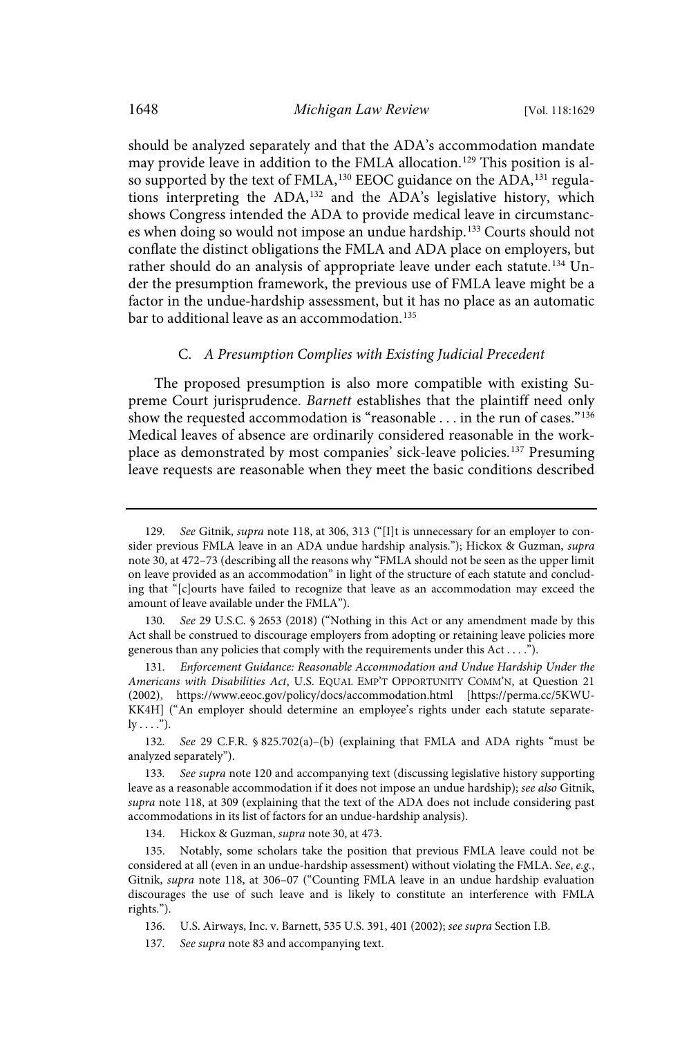should be analyzed separately and that the ADA's accommodation mandate may provide leave in addition to the FMLA allocation.[129] This position is also supported by the text of FMLA,[130] EEOC guidance on the ADA,[131] regulations interpreting the ADA,[132] and the ADA's legislative history, which shows Congress intended the ADA to provide medical leave in circumstances when doing so would not impose an undue hardship.[133] Courts should not conflate the distinct obligations the FMLA and ADA place on employers, but rather should do an analysis of appropriate leave under each statute.[134] Under the presumption framework, the previous use of FMLA leave might be a factor in the undue-hardship assessment, but it has no place as an automatic bar to additional leave as an accommodation.[135]

### C. *A Presumption Complies with Existing Judicial Precedent*

The proposed presumption is also more compatible with existing Supreme Court jurisprudence. *Barnett* establishes that the plaintiff need only show the requested accommodation is "reasonable . . . in the run of cases."[136] Medical leaves of absence are ordinarily considered reasonable in the workplace as demonstrated by most companies' sick-leave policies.[137] Presuming leave requests are reasonable when they meet the basic conditions described

---

129. *See* Gitnik, *supra* note 118, at 306, 313 ("[I]t is unnecessary for an employer to consider previous FMLA leave in an ADA undue hardship analysis."); Hickox & Guzman, *supra* note 30, at 472–73 (describing all the reasons why "FMLA should not be seen as the upper limit on leave provided as an accommodation" in light of the structure of each statute and concluding that "[c]ourts have failed to recognize that leave as an accommodation may exceed the amount of leave available under the FMLA").

130. *See* 29 U.S.C. § 2653 (2018) ("Nothing in this Act or any amendment made by this Act shall be construed to discourage employers from adopting or retaining leave policies more generous than any policies that comply with the requirements under this Act . . . .").

131. *Enforcement Guidance: Reasonable Accommodation and Undue Hardship Under the Americans with Disabilities Act*, U.S. EQUAL EMP'T OPPORTUNITY COMM'N, at Question 21 (2002), https://www.eeoc.gov/policy/docs/accommodation.html [https://perma.cc/5KWU-KK4H] ("An employer should determine an employee's rights under each statute separately . . . .").

132. *See* 29 C.F.R. § 825.702(a)–(b) (explaining that FMLA and ADA rights "must be analyzed separately").

133. *See supra* note 120 and accompanying text (discussing legislative history supporting leave as a reasonable accommodation if it does not impose an undue hardship); *see also* Gitnik, *supra* note 118, at 309 (explaining that the text of the ADA does not include considering past accommodations in its list of factors for an undue-hardship analysis).

134. Hickox & Guzman, *supra* note 30, at 473.

135. Notably, some scholars take the position that previous FMLA leave could not be considered at all (even in an undue-hardship assessment) without violating the FMLA. *See*, *e.g.*, Gitnik, *supra* note 118, at 306–07 ("Counting FMLA leave in an undue hardship evaluation discourages the use of such leave and is likely to constitute an interference with FMLA rights.").

136. U.S. Airways, Inc. v. Barnett, 535 U.S. 391, 401 (2002); *see supra* Section I.B.

137. *See supra* note 83 and accompanying text.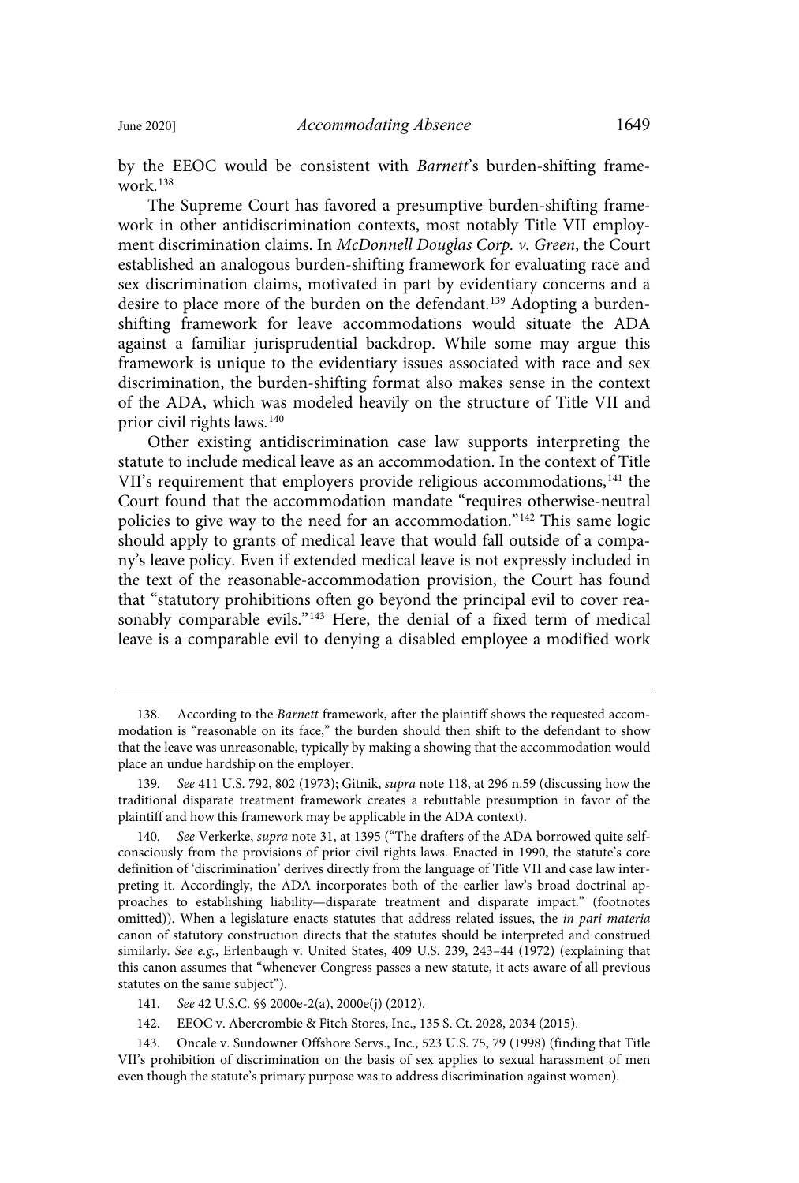by the EEOC would be consistent with *Barnett*'s burden-shifting framework.[138]

The Supreme Court has favored a presumptive burden-shifting framework in other antidiscrimination contexts, most notably Title VII employment discrimination claims. In *McDonnell Douglas Corp. v. Green*, the Court established an analogous burden-shifting framework for evaluating race and sex discrimination claims, motivated in part by evidentiary concerns and a desire to place more of the burden on the defendant.[139] Adopting a burden-shifting framework for leave accommodations would situate the ADA against a familiar jurisprudential backdrop. While some may argue this framework is unique to the evidentiary issues associated with race and sex discrimination, the burden-shifting format also makes sense in the context of the ADA, which was modeled heavily on the structure of Title VII and prior civil rights laws.[140]

Other existing antidiscrimination case law supports interpreting the statute to include medical leave as an accommodation. In the context of Title VII's requirement that employers provide religious accommodations,[141] the Court found that the accommodation mandate "requires otherwise-neutral policies to give way to the need for an accommodation."[142] This same logic should apply to grants of medical leave that would fall outside of a company's leave policy. Even if extended medical leave is not expressly included in the text of the reasonable-accommodation provision, the Court has found that "statutory prohibitions often go beyond the principal evil to cover reasonably comparable evils."[143] Here, the denial of a fixed term of medical leave is a comparable evil to denying a disabled employee a modified work

---

138. According to the *Barnett* framework, after the plaintiff shows the requested accommodation is "reasonable on its face," the burden should then shift to the defendant to show that the leave was unreasonable, typically by making a showing that the accommodation would place an undue hardship on the employer.

139. *See* 411 U.S. 792, 802 (1973); Gitnik, *supra* note 118, at 296 n.59 (discussing how the traditional disparate treatment framework creates a rebuttable presumption in favor of the plaintiff and how this framework may be applicable in the ADA context).

140. *See* Verkerke, *supra* note 31, at 1395 ("The drafters of the ADA borrowed quite self-consciously from the provisions of prior civil rights laws. Enacted in 1990, the statute's core definition of 'discrimination' derives directly from the language of Title VII and case law interpreting it. Accordingly, the ADA incorporates both of the earlier law's broad doctrinal approaches to establishing liability—disparate treatment and disparate impact." (footnotes omitted)). When a legislature enacts statutes that address related issues, the *in pari materia* canon of statutory construction directs that the statutes should be interpreted and construed similarly. *See e.g.*, Erlenbaugh v. United States, 409 U.S. 239, 243–44 (1972) (explaining that this canon assumes that "whenever Congress passes a new statute, it acts aware of all previous statutes on the same subject").

141. *See* 42 U.S.C. §§ 2000e-2(a), 2000e(j) (2012).

142. EEOC v. Abercrombie & Fitch Stores, Inc., 135 S. Ct. 2028, 2034 (2015).

143. Oncale v. Sundowner Offshore Servs., Inc., 523 U.S. 75, 79 (1998) (finding that Title VII's prohibition of discrimination on the basis of sex applies to sexual harassment of men even though the statute's primary purpose was to address discrimination against women).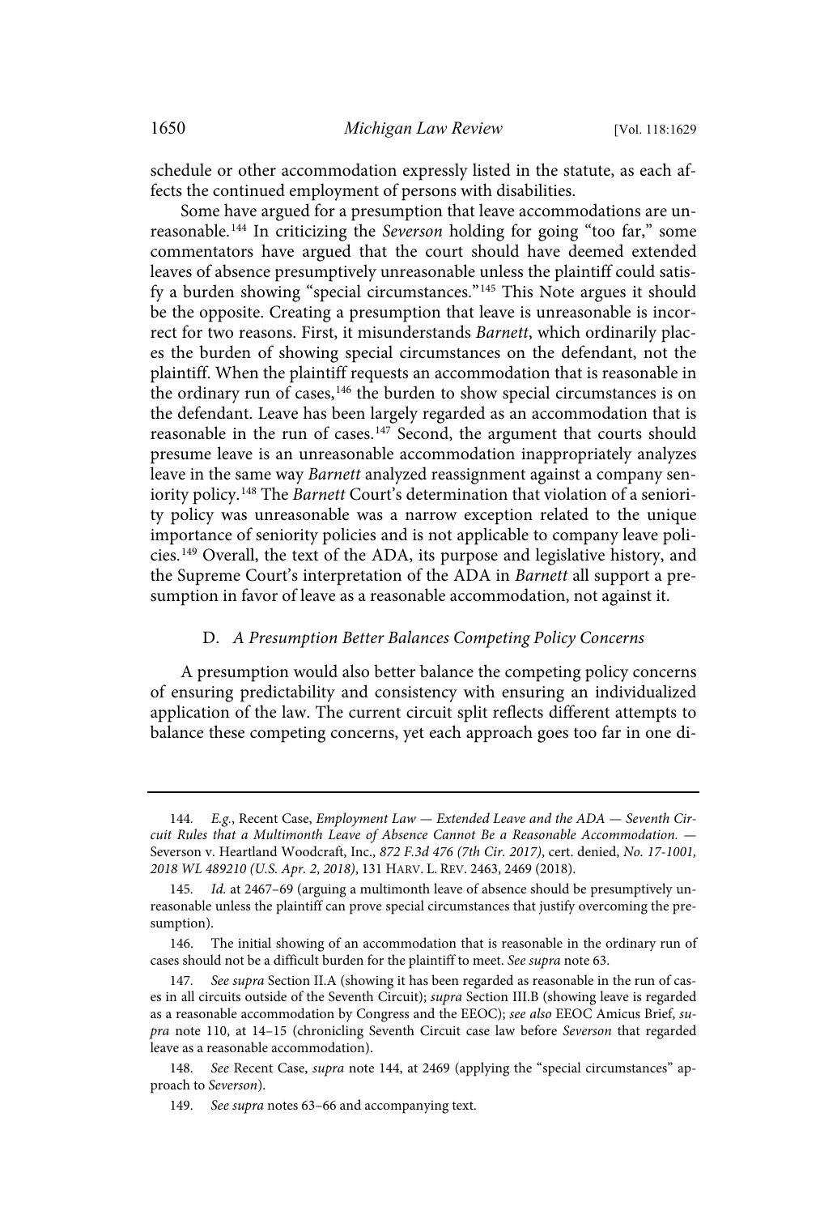schedule or other accommodation expressly listed in the statute, as each affects the continued employment of persons with disabilities.

Some have argued for a presumption that leave accommodations are unreasonable.[144] In criticizing the *Severson* holding for going "too far," some commentators have argued that the court should have deemed extended leaves of absence presumptively unreasonable unless the plaintiff could satisfy a burden showing "special circumstances."[145] This Note argues it should be the opposite. Creating a presumption that leave is unreasonable is incorrect for two reasons. First, it misunderstands *Barnett*, which ordinarily places the burden of showing special circumstances on the defendant, not the plaintiff. When the plaintiff requests an accommodation that is reasonable in the ordinary run of cases,[146] the burden to show special circumstances is on the defendant. Leave has been largely regarded as an accommodation that is reasonable in the run of cases.[147] Second, the argument that courts should presume leave is an unreasonable accommodation inappropriately analyzes leave in the same way *Barnett* analyzed reassignment against a company seniority policy.[148] The *Barnett* Court's determination that violation of a seniority policy was unreasonable was a narrow exception related to the unique importance of seniority policies and is not applicable to company leave policies.[149] Overall, the text of the ADA, its purpose and legislative history, and the Supreme Court's interpretation of the ADA in *Barnett* all support a presumption in favor of leave as a reasonable accommodation, not against it.

### D. *A Presumption Better Balances Competing Policy Concerns*

A presumption would also better balance the competing policy concerns of ensuring predictability and consistency with ensuring an individualized application of the law. The current circuit split reflects different attempts to balance these competing concerns, yet each approach goes too far in one di-

---

144. *E.g.*, Recent Case, *Employment Law — Extended Leave and the ADA — Seventh Circuit Rules that a Multimonth Leave of Absence Cannot Be a Reasonable Accommodation. —* Severson v. Heartland Woodcraft, Inc., *872 F.3d 476 (7th Cir. 2017)*, cert. denied, *No. 17-1001, 2018 WL 489210 (U.S. Apr. 2, 2018)*, 131 HARV. L. REV. 2463, 2469 (2018).

145. *Id.* at 2467–69 (arguing a multimonth leave of absence should be presumptively unreasonable unless the plaintiff can prove special circumstances that justify overcoming the presumption).

146. The initial showing of an accommodation that is reasonable in the ordinary run of cases should not be a difficult burden for the plaintiff to meet. *See supra* note 63.

147. *See supra* Section II.A (showing it has been regarded as reasonable in the run of cases in all circuits outside of the Seventh Circuit); *supra* Section III.B (showing leave is regarded as a reasonable accommodation by Congress and the EEOC); *see also* EEOC Amicus Brief, *supra* note 110, at 14–15 (chronicling Seventh Circuit case law before *Severson* that regarded leave as a reasonable accommodation).

148. *See* Recent Case, *supra* note 144, at 2469 (applying the "special circumstances" approach to *Severson*).

149. *See supra* notes 63–66 and accompanying text.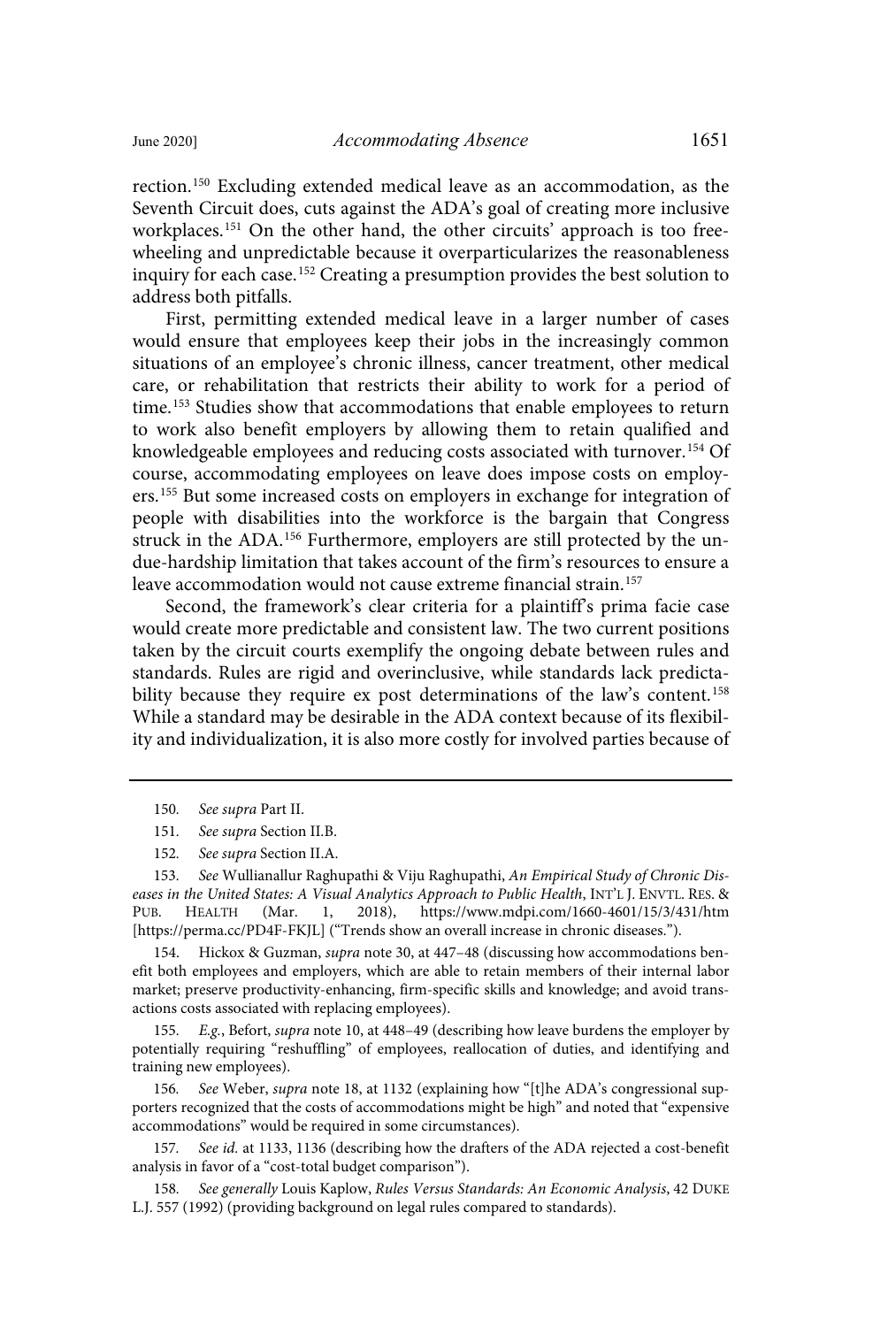rection.[150] Excluding extended medical leave as an accommodation, as the Seventh Circuit does, cuts against the ADA's goal of creating more inclusive workplaces.[151] On the other hand, the other circuits' approach is too freewheeling and unpredictable because it overparticularizes the reasonableness inquiry for each case.[152] Creating a presumption provides the best solution to address both pitfalls.

First, permitting extended medical leave in a larger number of cases would ensure that employees keep their jobs in the increasingly common situations of an employee's chronic illness, cancer treatment, other medical care, or rehabilitation that restricts their ability to work for a period of time.[153] Studies show that accommodations that enable employees to return to work also benefit employers by allowing them to retain qualified and knowledgeable employees and reducing costs associated with turnover.[154] Of course, accommodating employees on leave does impose costs on employers.[155] But some increased costs on employers in exchange for integration of people with disabilities into the workforce is the bargain that Congress struck in the ADA.[156] Furthermore, employers are still protected by the undue-hardship limitation that takes account of the firm's resources to ensure a leave accommodation would not cause extreme financial strain.[157]

Second, the framework's clear criteria for a plaintiff's prima facie case would create more predictable and consistent law. The two current positions taken by the circuit courts exemplify the ongoing debate between rules and standards. Rules are rigid and overinclusive, while standards lack predictability because they require ex post determinations of the law's content.[158] While a standard may be desirable in the ADA context because of its flexibility and individualization, it is also more costly for involved parties because of

---

150. *See supra* Part II.

151. *See supra* Section II.B.

152. *See supra* Section II.A.

153. *See* Wullianallur Raghupathi & Viju Raghupathi, *An Empirical Study of Chronic Diseases in the United States: A Visual Analytics Approach to Public Health*, INT'L J. ENVTL. RES. & PUB. HEALTH (Mar. 1, 2018), https://www.mdpi.com/1660-4601/15/3/431/htm [https://perma.cc/PD4F-FKJL] ("Trends show an overall increase in chronic diseases.").

154. Hickox & Guzman, *supra* note 30, at 447–48 (discussing how accommodations benefit both employees and employers, which are able to retain members of their internal labor market; preserve productivity-enhancing, firm-specific skills and knowledge; and avoid transactions costs associated with replacing employees).

155. *E.g.*, Befort, *supra* note 10, at 448–49 (describing how leave burdens the employer by potentially requiring "reshuffling" of employees, reallocation of duties, and identifying and training new employees).

156. *See* Weber, *supra* note 18, at 1132 (explaining how "[t]he ADA's congressional supporters recognized that the costs of accommodations might be high" and noted that "expensive accommodations" would be required in some circumstances).

157. *See id.* at 1133, 1136 (describing how the drafters of the ADA rejected a cost-benefit analysis in favor of a "cost-total budget comparison").

158. *See generally* Louis Kaplow, *Rules Versus Standards: An Economic Analysis*, 42 DUKE L.J. 557 (1992) (providing background on legal rules compared to standards).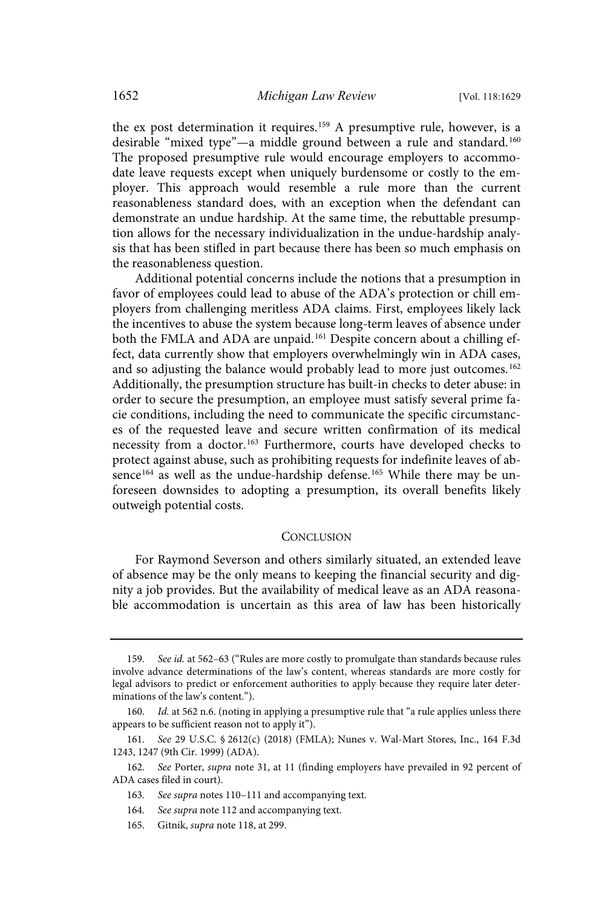the ex post determination it requires.[159] A presumptive rule, however, is a desirable "mixed type"—a middle ground between a rule and standard.[160] The proposed presumptive rule would encourage employers to accommodate leave requests except when uniquely burdensome or costly to the employer. This approach would resemble a rule more than the current reasonableness standard does, with an exception when the defendant can demonstrate an undue hardship. At the same time, the rebuttable presumption allows for the necessary individualization in the undue-hardship analysis that has been stifled in part because there has been so much emphasis on the reasonableness question.

Additional potential concerns include the notions that a presumption in favor of employees could lead to abuse of the ADA's protection or chill employers from challenging meritless ADA claims. First, employees likely lack the incentives to abuse the system because long-term leaves of absence under both the FMLA and ADA are unpaid.[161] Despite concern about a chilling effect, data currently show that employers overwhelmingly win in ADA cases, and so adjusting the balance would probably lead to more just outcomes.[162] Additionally, the presumption structure has built-in checks to deter abuse: in order to secure the presumption, an employee must satisfy several prime facie conditions, including the need to communicate the specific circumstances of the requested leave and secure written confirmation of its medical necessity from a doctor.[163] Furthermore, courts have developed checks to protect against abuse, such as prohibiting requests for indefinite leaves of absence[164] as well as the undue-hardship defense.[165] While there may be unforeseen downsides to adopting a presumption, its overall benefits likely outweigh potential costs.

## Conclusion

For Raymond Severson and others similarly situated, an extended leave of absence may be the only means to keeping the financial security and dignity a job provides. But the availability of medical leave as an ADA reasonable accommodation is uncertain as this area of law has been historically

---

159. *See id.* at 562–63 ("Rules are more costly to promulgate than standards because rules involve advance determinations of the law's content, whereas standards are more costly for legal advisors to predict or enforcement authorities to apply because they require later determinations of the law's content.").

160. *Id.* at 562 n.6. (noting in applying a presumptive rule that "a rule applies unless there appears to be sufficient reason not to apply it").

161. *See* 29 U.S.C. § 2612(c) (2018) (FMLA); Nunes v. Wal-Mart Stores, Inc., 164 F.3d 1243, 1247 (9th Cir. 1999) (ADA).

162. *See* Porter, *supra* note 31, at 11 (finding employers have prevailed in 92 percent of ADA cases filed in court).

163. *See supra* notes 110–111 and accompanying text.

164. *See supra* note 112 and accompanying text.

165. Gitnik, *supra* note 118, at 299.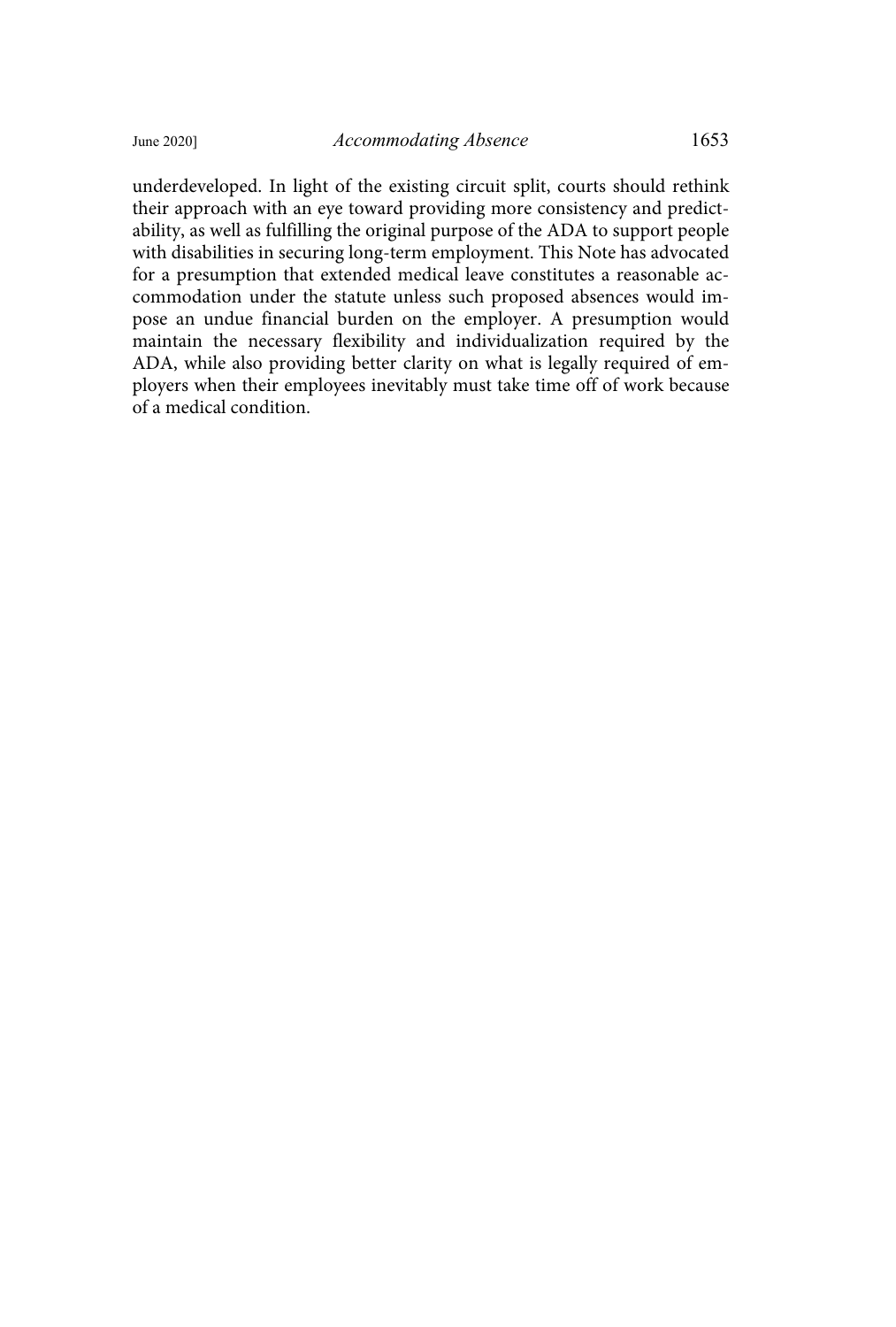underdeveloped. In light of the existing circuit split, courts should rethink their approach with an eye toward providing more consistency and predictability, as well as fulfilling the original purpose of the ADA to support people with disabilities in securing long-term employment. This Note has advocated for a presumption that extended medical leave constitutes a reasonable accommodation under the statute unless such proposed absences would impose an undue financial burden on the employer. A presumption would maintain the necessary flexibility and individualization required by the ADA, while also providing better clarity on what is legally required of employers when their employees inevitably must take time off of work because of a medical condition.